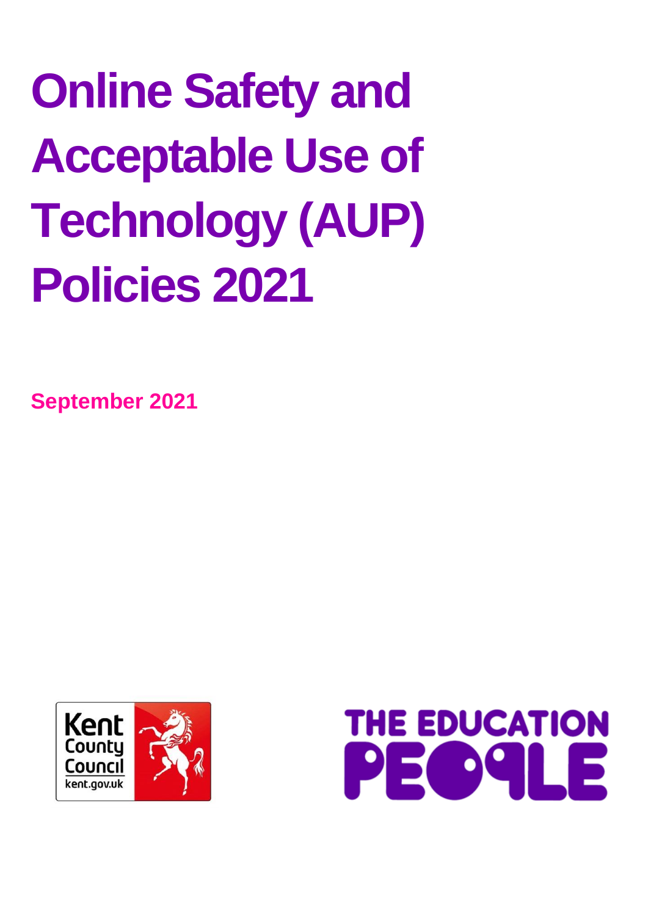# Online Safety and Acceptable Use of Technology (AUP) Policies 2021

**September 2021**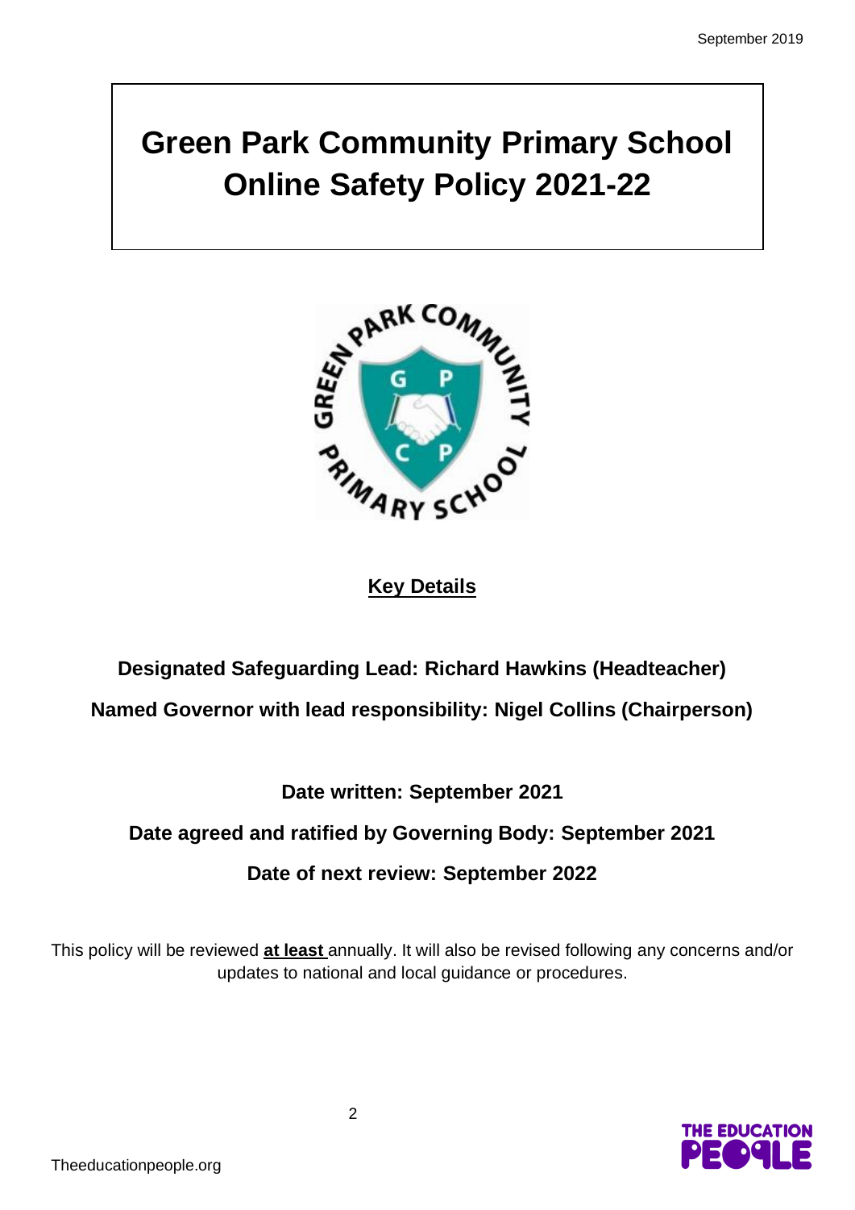# Green Park Community Primary School Online Safety Policy 2021-22

## Key Details

**Designated Safeguarding Lead: Richard Hawkins (Headteacher)**

**Named Governor with lead responsibility: Nigel Collins (Chairperson)**

**Date written: September 2021**

**Date agreed and ratified by Governing Body: September 2021**

**Date of next review: September 2022**

This policy will be reviewed **at least** annually. It will also be revised following any concerns and/or updates to national and local guidance or procedures.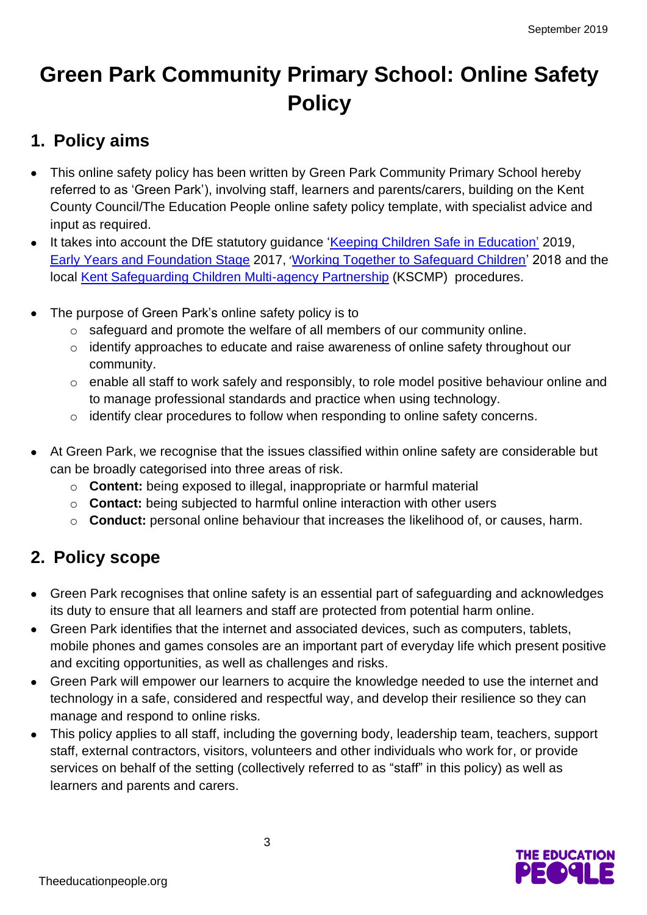# Green Park Community Primary School: Online Safety Policy

## 1. Policy aims

- This online safety policy has been written by Green Park Community Primary School hereby referred to as 'Green Park'), involving staff, learners and parents/carers, building on the Kent County Council/The Education People online safety policy template, with specialist advice and input as required.
- It takes into account the DfE statutory guidance 'Keeping Children Safe in Education' 2019, Early Years and Foundation Stage 2017, 'Working Together to Safeguard Children' 2018 and the local Kent Safeguarding Children Multi-agency Partnership (KSCMP) procedures.
- The purpose of Green Park's online safety policy is to
  - safeguard and promote the welfare of all members of our community online.
  - identify approaches to educate and raise awareness of online safety throughout our community.
  - enable all staff to work safely and responsibly, to role model positive behaviour online and to manage professional standards and practice when using technology.
  - identify clear procedures to follow when responding to online safety concerns.
- At Green Park, we recognise that the issues classified within online safety are considerable but can be broadly categorised into three areas of risk.
  - **Content:** being exposed to illegal, inappropriate or harmful material
  - **Contact:** being subjected to harmful online interaction with other users
  - **Conduct:** personal online behaviour that increases the likelihood of, or causes, harm.

## 2. Policy scope

- Green Park recognises that online safety is an essential part of safeguarding and acknowledges its duty to ensure that all learners and staff are protected from potential harm online.
- Green Park identifies that the internet and associated devices, such as computers, tablets, mobile phones and games consoles are an important part of everyday life which present positive and exciting opportunities, as well as challenges and risks.
- Green Park will empower our learners to acquire the knowledge needed to use the internet and technology in a safe, considered and respectful way, and develop their resilience so they can manage and respond to online risks.
- This policy applies to all staff, including the governing body, leadership team, teachers, support staff, external contractors, visitors, volunteers and other individuals who work for, or provide services on behalf of the setting (collectively referred to as "staff" in this policy) as well as learners and parents and carers.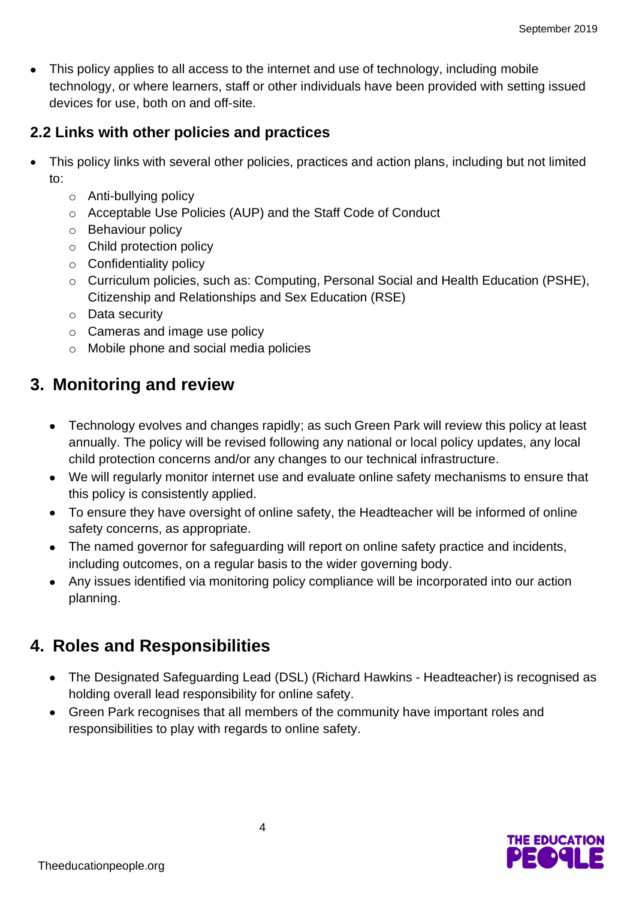- This policy applies to all access to the internet and use of technology, including mobile technology, or where learners, staff or other individuals have been provided with setting issued devices for use, both on and off-site.

### 2.2 Links with other policies and practices

- This policy links with several other policies, practices and action plans, including but not limited to:
  - Anti-bullying policy
  - Acceptable Use Policies (AUP) and the Staff Code of Conduct
  - Behaviour policy
  - Child protection policy
  - Confidentiality policy
  - Curriculum policies, such as: Computing, Personal Social and Health Education (PSHE), Citizenship and Relationships and Sex Education (RSE)
  - Data security
  - Cameras and image use policy
  - Mobile phone and social media policies

## 3. Monitoring and review

- Technology evolves and changes rapidly; as such Green Park will review this policy at least annually. The policy will be revised following any national or local policy updates, any local child protection concerns and/or any changes to our technical infrastructure.
- We will regularly monitor internet use and evaluate online safety mechanisms to ensure that this policy is consistently applied.
- To ensure they have oversight of online safety, the Headteacher will be informed of online safety concerns, as appropriate.
- The named governor for safeguarding will report on online safety practice and incidents, including outcomes, on a regular basis to the wider governing body.
- Any issues identified via monitoring policy compliance will be incorporated into our action planning.

## 4. Roles and Responsibilities

- The Designated Safeguarding Lead (DSL) (Richard Hawkins - Headteacher) is recognised as holding overall lead responsibility for online safety.
- Green Park recognises that all members of the community have important roles and responsibilities to play with regards to online safety.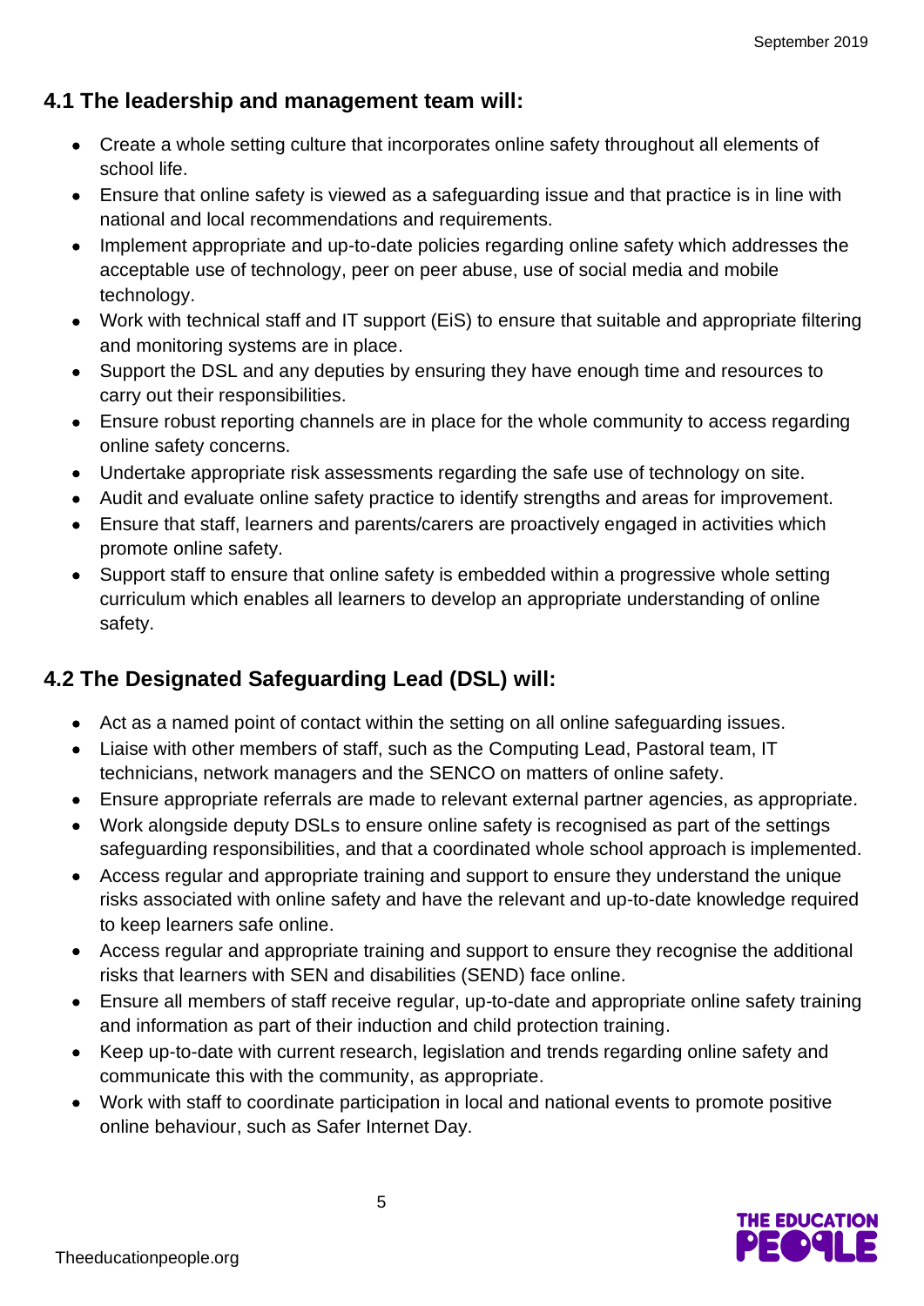## 4.1 The leadership and management team will:

- Create a whole setting culture that incorporates online safety throughout all elements of school life.
- Ensure that online safety is viewed as a safeguarding issue and that practice is in line with national and local recommendations and requirements.
- Implement appropriate and up-to-date policies regarding online safety which addresses the acceptable use of technology, peer on peer abuse, use of social media and mobile technology.
- Work with technical staff and IT support (EiS) to ensure that suitable and appropriate filtering and monitoring systems are in place.
- Support the DSL and any deputies by ensuring they have enough time and resources to carry out their responsibilities.
- Ensure robust reporting channels are in place for the whole community to access regarding online safety concerns.
- Undertake appropriate risk assessments regarding the safe use of technology on site.
- Audit and evaluate online safety practice to identify strengths and areas for improvement.
- Ensure that staff, learners and parents/carers are proactively engaged in activities which promote online safety.
- Support staff to ensure that online safety is embedded within a progressive whole setting curriculum which enables all learners to develop an appropriate understanding of online safety.

## 4.2 The Designated Safeguarding Lead (DSL) will:

- Act as a named point of contact within the setting on all online safeguarding issues.
- Liaise with other members of staff, such as the Computing Lead, Pastoral team, IT technicians, network managers and the SENCO on matters of online safety.
- Ensure appropriate referrals are made to relevant external partner agencies, as appropriate.
- Work alongside deputy DSLs to ensure online safety is recognised as part of the settings safeguarding responsibilities, and that a coordinated whole school approach is implemented.
- Access regular and appropriate training and support to ensure they understand the unique risks associated with online safety and have the relevant and up-to-date knowledge required to keep learners safe online.
- Access regular and appropriate training and support to ensure they recognise the additional risks that learners with SEN and disabilities (SEND) face online.
- Ensure all members of staff receive regular, up-to-date and appropriate online safety training and information as part of their induction and child protection training.
- Keep up-to-date with current research, legislation and trends regarding online safety and communicate this with the community, as appropriate.
- Work with staff to coordinate participation in local and national events to promote positive online behaviour, such as Safer Internet Day.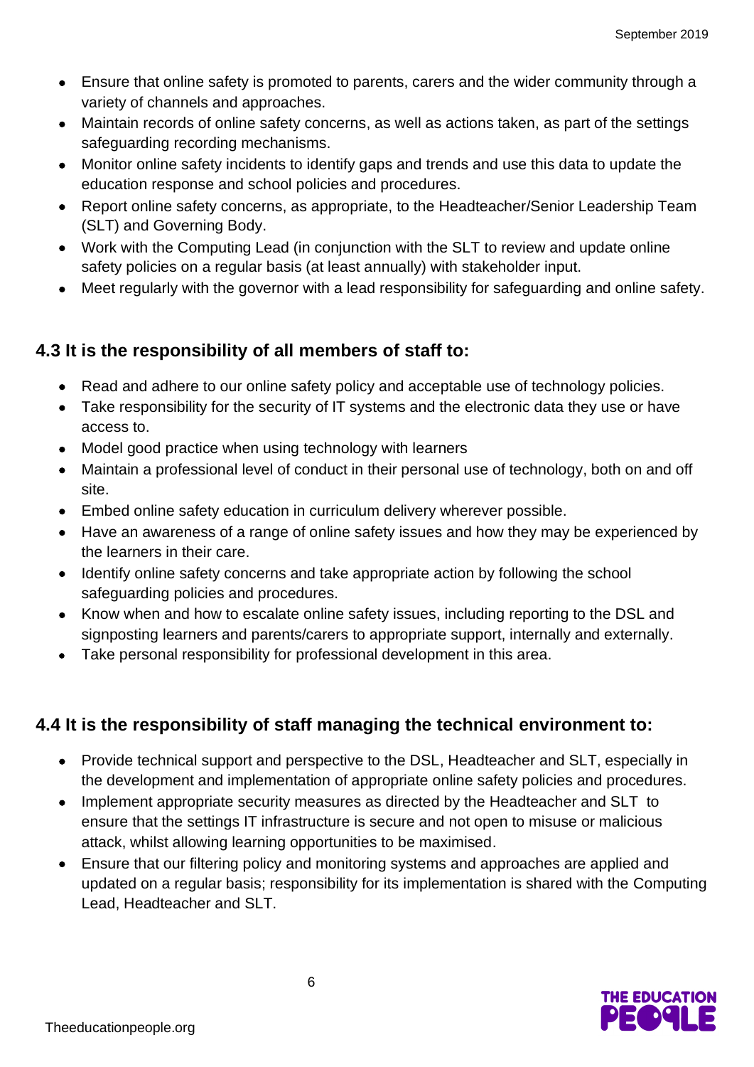- Ensure that online safety is promoted to parents, carers and the wider community through a variety of channels and approaches.
- Maintain records of online safety concerns, as well as actions taken, as part of the settings safeguarding recording mechanisms.
- Monitor online safety incidents to identify gaps and trends and use this data to update the education response and school policies and procedures.
- Report online safety concerns, as appropriate, to the Headteacher/Senior Leadership Team (SLT) and Governing Body.
- Work with the Computing Lead (in conjunction with the SLT to review and update online safety policies on a regular basis (at least annually) with stakeholder input.
- Meet regularly with the governor with a lead responsibility for safeguarding and online safety.

## 4.3 It is the responsibility of all members of staff to:

- Read and adhere to our online safety policy and acceptable use of technology policies.
- Take responsibility for the security of IT systems and the electronic data they use or have access to.
- Model good practice when using technology with learners
- Maintain a professional level of conduct in their personal use of technology, both on and off site.
- Embed online safety education in curriculum delivery wherever possible.
- Have an awareness of a range of online safety issues and how they may be experienced by the learners in their care.
- Identify online safety concerns and take appropriate action by following the school safeguarding policies and procedures.
- Know when and how to escalate online safety issues, including reporting to the DSL and signposting learners and parents/carers to appropriate support, internally and externally.
- Take personal responsibility for professional development in this area.

## 4.4 It is the responsibility of staff managing the technical environment to:

- Provide technical support and perspective to the DSL, Headteacher and SLT, especially in the development and implementation of appropriate online safety policies and procedures.
- Implement appropriate security measures as directed by the Headteacher and SLT to ensure that the settings IT infrastructure is secure and not open to misuse or malicious attack, whilst allowing learning opportunities to be maximised.
- Ensure that our filtering policy and monitoring systems and approaches are applied and updated on a regular basis; responsibility for its implementation is shared with the Computing Lead, Headteacher and SLT.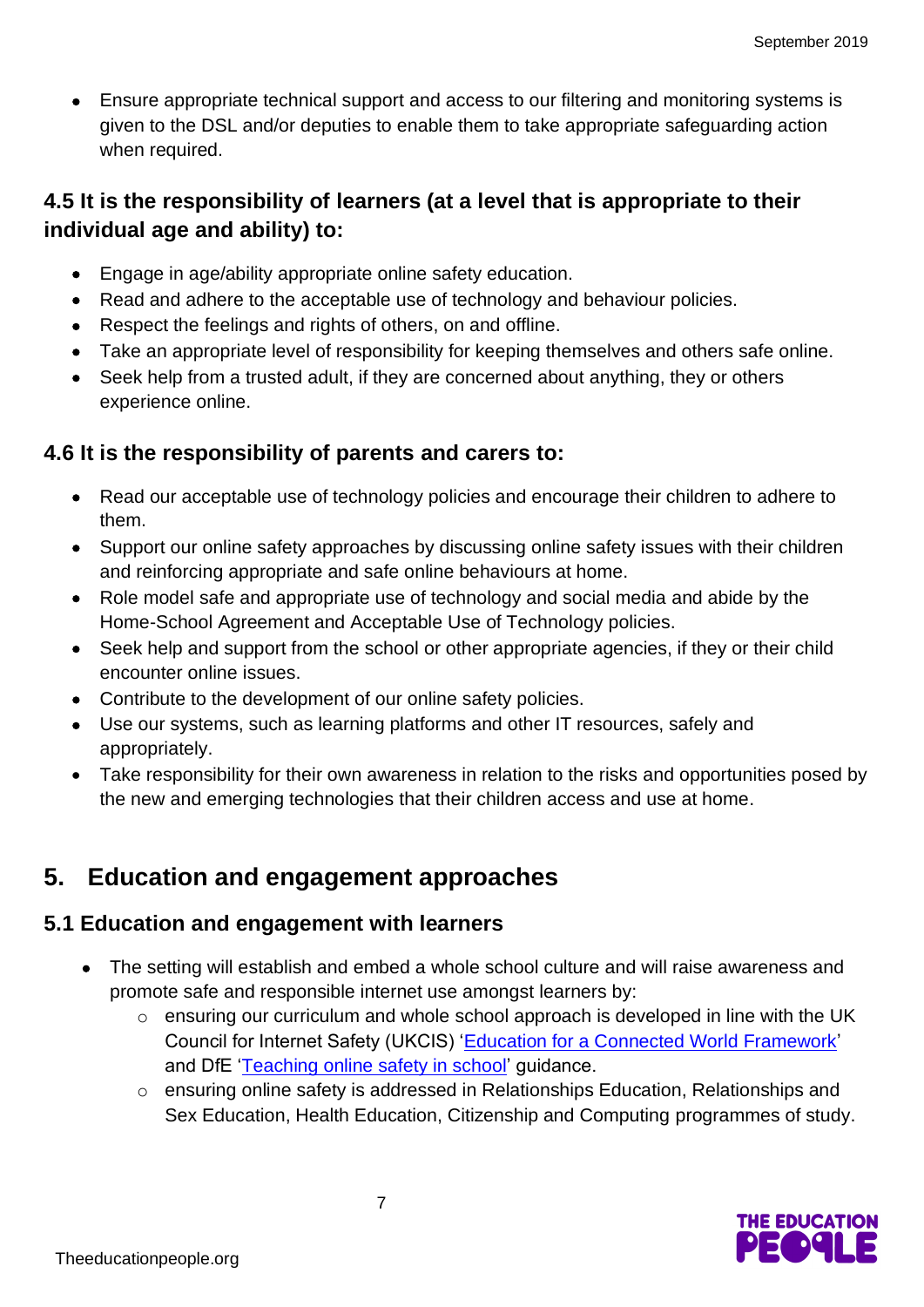- Ensure appropriate technical support and access to our filtering and monitoring systems is given to the DSL and/or deputies to enable them to take appropriate safeguarding action when required.

### 4.5 It is the responsibility of learners (at a level that is appropriate to their individual age and ability) to:

- Engage in age/ability appropriate online safety education.
- Read and adhere to the acceptable use of technology and behaviour policies.
- Respect the feelings and rights of others, on and offline.
- Take an appropriate level of responsibility for keeping themselves and others safe online.
- Seek help from a trusted adult, if they are concerned about anything, they or others experience online.

### 4.6 It is the responsibility of parents and carers to:

- Read our acceptable use of technology policies and encourage their children to adhere to them.
- Support our online safety approaches by discussing online safety issues with their children and reinforcing appropriate and safe online behaviours at home.
- Role model safe and appropriate use of technology and social media and abide by the Home-School Agreement and Acceptable Use of Technology policies.
- Seek help and support from the school or other appropriate agencies, if they or their child encounter online issues.
- Contribute to the development of our online safety policies.
- Use our systems, such as learning platforms and other IT resources, safely and appropriately.
- Take responsibility for their own awareness in relation to the risks and opportunities posed by the new and emerging technologies that their children access and use at home.

## 5. Education and engagement approaches

### 5.1 Education and engagement with learners

- The setting will establish and embed a whole school culture and will raise awareness and promote safe and responsible internet use amongst learners by:
    - ensuring our curriculum and whole school approach is developed in line with the UK Council for Internet Safety (UKCIS) 'Education for a Connected World Framework' and DfE 'Teaching online safety in school' guidance.
    - ensuring online safety is addressed in Relationships Education, Relationships and Sex Education, Health Education, Citizenship and Computing programmes of study.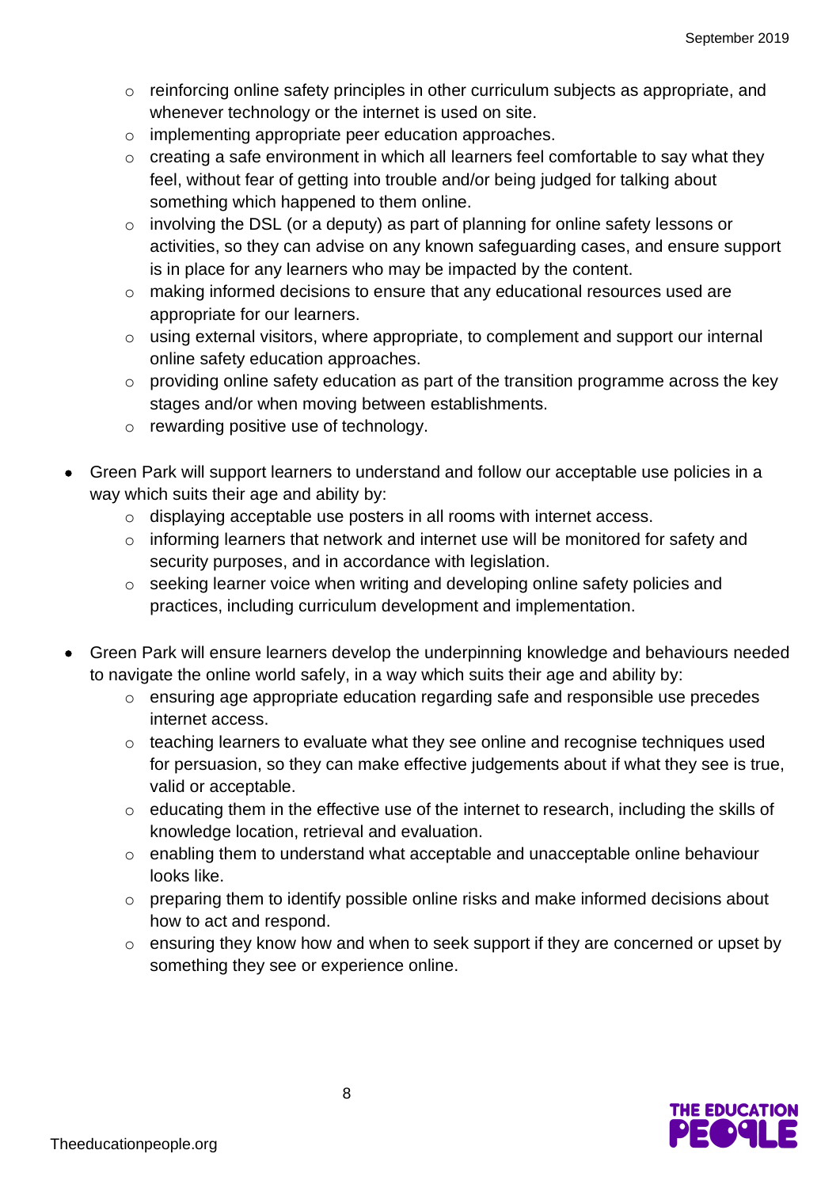- reinforcing online safety principles in other curriculum subjects as appropriate, and whenever technology or the internet is used on site.
  - implementing appropriate peer education approaches.
  - creating a safe environment in which all learners feel comfortable to say what they feel, without fear of getting into trouble and/or being judged for talking about something which happened to them online.
  - involving the DSL (or a deputy) as part of planning for online safety lessons or activities, so they can advise on any known safeguarding cases, and ensure support is in place for any learners who may be impacted by the content.
  - making informed decisions to ensure that any educational resources used are appropriate for our learners.
  - using external visitors, where appropriate, to complement and support our internal online safety education approaches.
  - providing online safety education as part of the transition programme across the key stages and/or when moving between establishments.
  - rewarding positive use of technology.

- Green Park will support learners to understand and follow our acceptable use policies in a way which suits their age and ability by:
  - displaying acceptable use posters in all rooms with internet access.
  - informing learners that network and internet use will be monitored for safety and security purposes, and in accordance with legislation.
  - seeking learner voice when writing and developing online safety policies and practices, including curriculum development and implementation.

- Green Park will ensure learners develop the underpinning knowledge and behaviours needed to navigate the online world safely, in a way which suits their age and ability by:
  - ensuring age appropriate education regarding safe and responsible use precedes internet access.
  - teaching learners to evaluate what they see online and recognise techniques used for persuasion, so they can make effective judgements about if what they see is true, valid or acceptable.
  - educating them in the effective use of the internet to research, including the skills of knowledge location, retrieval and evaluation.
  - enabling them to understand what acceptable and unacceptable online behaviour looks like.
  - preparing them to identify possible online risks and make informed decisions about how to act and respond.
  - ensuring they know how and when to seek support if they are concerned or upset by something they see or experience online.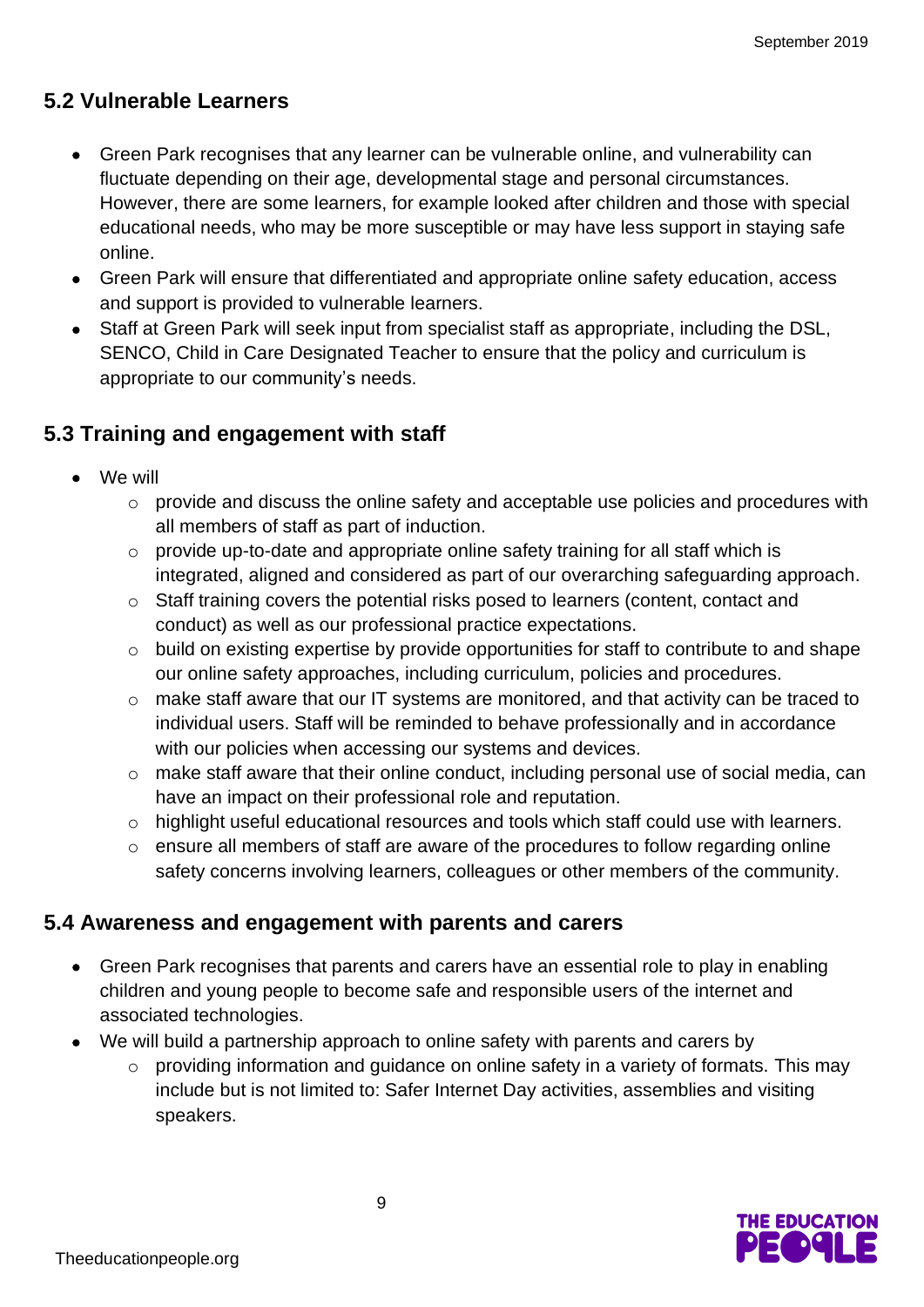## 5.2 Vulnerable Learners

- Green Park recognises that any learner can be vulnerable online, and vulnerability can fluctuate depending on their age, developmental stage and personal circumstances. However, there are some learners, for example looked after children and those with special educational needs, who may be more susceptible or may have less support in staying safe online.
- Green Park will ensure that differentiated and appropriate online safety education, access and support is provided to vulnerable learners.
- Staff at Green Park will seek input from specialist staff as appropriate, including the DSL, SENCO, Child in Care Designated Teacher to ensure that the policy and curriculum is appropriate to our community's needs.

## 5.3 Training and engagement with staff

- We will
  - provide and discuss the online safety and acceptable use policies and procedures with all members of staff as part of induction.
  - provide up-to-date and appropriate online safety training for all staff which is integrated, aligned and considered as part of our overarching safeguarding approach.
  - Staff training covers the potential risks posed to learners (content, contact and conduct) as well as our professional practice expectations.
  - build on existing expertise by provide opportunities for staff to contribute to and shape our online safety approaches, including curriculum, policies and procedures.
  - make staff aware that our IT systems are monitored, and that activity can be traced to individual users. Staff will be reminded to behave professionally and in accordance with our policies when accessing our systems and devices.
  - make staff aware that their online conduct, including personal use of social media, can have an impact on their professional role and reputation.
  - highlight useful educational resources and tools which staff could use with learners.
  - ensure all members of staff are aware of the procedures to follow regarding online safety concerns involving learners, colleagues or other members of the community.

## 5.4 Awareness and engagement with parents and carers

- Green Park recognises that parents and carers have an essential role to play in enabling children and young people to become safe and responsible users of the internet and associated technologies.
- We will build a partnership approach to online safety with parents and carers by
  - providing information and guidance on online safety in a variety of formats. This may include but is not limited to: Safer Internet Day activities, assemblies and visiting speakers.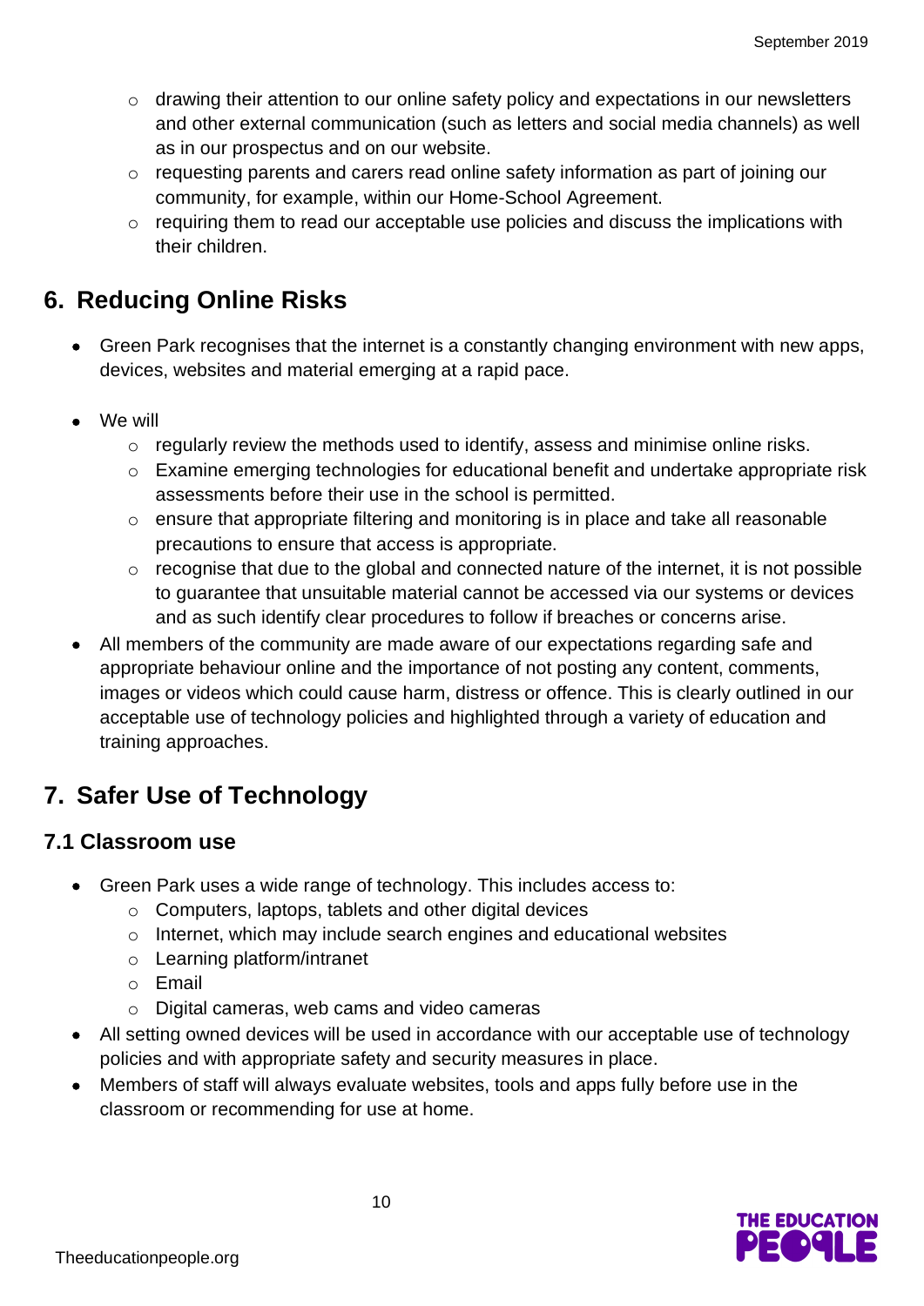- drawing their attention to our online safety policy and expectations in our newsletters and other external communication (such as letters and social media channels) as well as in our prospectus and on our website.
  - requesting parents and carers read online safety information as part of joining our community, for example, within our Home-School Agreement.
  - requiring them to read our acceptable use policies and discuss the implications with their children.

## 6. Reducing Online Risks

- Green Park recognises that the internet is a constantly changing environment with new apps, devices, websites and material emerging at a rapid pace.

- We will
  - regularly review the methods used to identify, assess and minimise online risks.
  - Examine emerging technologies for educational benefit and undertake appropriate risk assessments before their use in the school is permitted.
  - ensure that appropriate filtering and monitoring is in place and take all reasonable precautions to ensure that access is appropriate.
  - recognise that due to the global and connected nature of the internet, it is not possible to guarantee that unsuitable material cannot be accessed via our systems or devices and as such identify clear procedures to follow if breaches or concerns arise.
- All members of the community are made aware of our expectations regarding safe and appropriate behaviour online and the importance of not posting any content, comments, images or videos which could cause harm, distress or offence. This is clearly outlined in our acceptable use of technology policies and highlighted through a variety of education and training approaches.

## 7. Safer Use of Technology

### 7.1 Classroom use

- Green Park uses a wide range of technology. This includes access to:
  - Computers, laptops, tablets and other digital devices
  - Internet, which may include search engines and educational websites
  - Learning platform/intranet
  - Email
  - Digital cameras, web cams and video cameras
- All setting owned devices will be used in accordance with our acceptable use of technology policies and with appropriate safety and security measures in place.
- Members of staff will always evaluate websites, tools and apps fully before use in the classroom or recommending for use at home.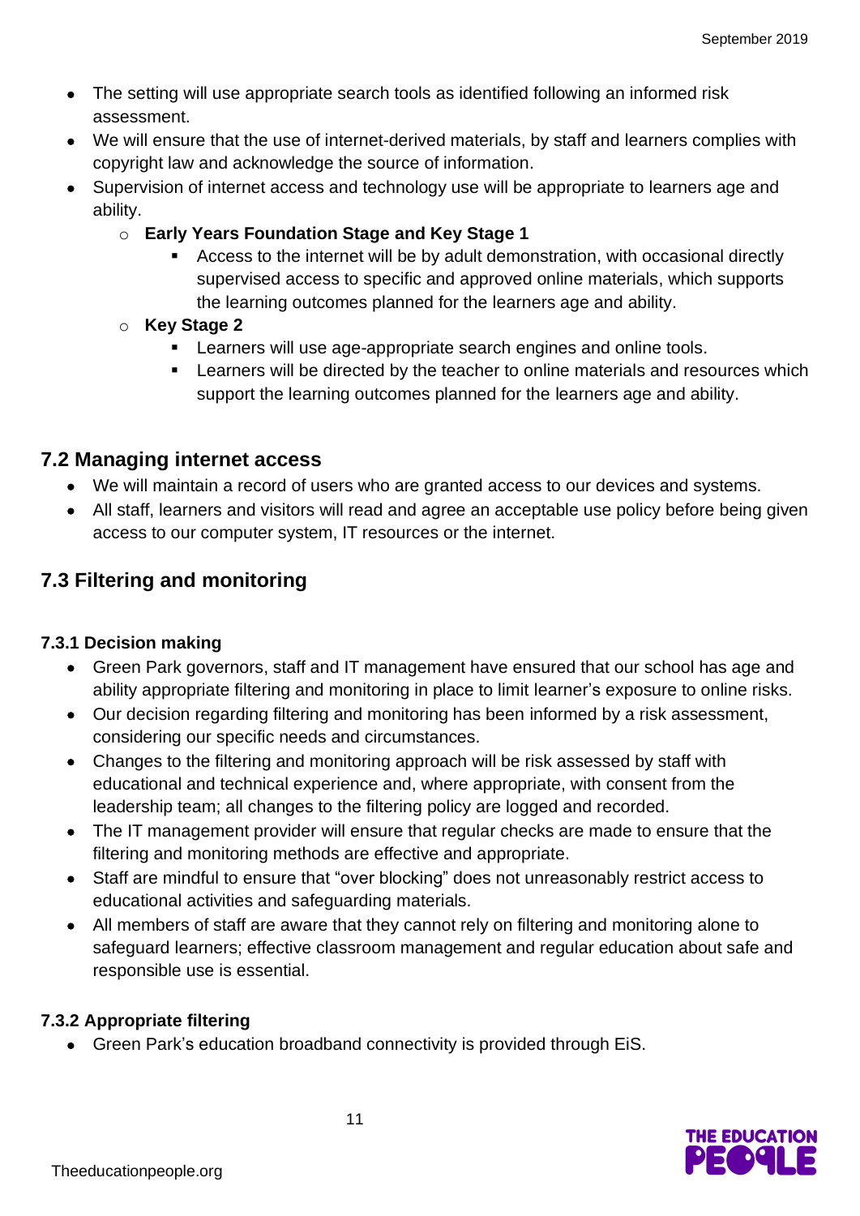- The setting will use appropriate search tools as identified following an informed risk assessment.
- We will ensure that the use of internet-derived materials, by staff and learners complies with copyright law and acknowledge the source of information.
- Supervision of internet access and technology use will be appropriate to learners age and ability.
  - **Early Years Foundation Stage and Key Stage 1**
    - Access to the internet will be by adult demonstration, with occasional directly supervised access to specific and approved online materials, which supports the learning outcomes planned for the learners age and ability.
  - **Key Stage 2**
    - Learners will use age-appropriate search engines and online tools.
    - Learners will be directed by the teacher to online materials and resources which support the learning outcomes planned for the learners age and ability.

## 7.2 Managing internet access

- We will maintain a record of users who are granted access to our devices and systems.
- All staff, learners and visitors will read and agree an acceptable use policy before being given access to our computer system, IT resources or the internet.

## 7.3 Filtering and monitoring

### 7.3.1 Decision making

- Green Park governors, staff and IT management have ensured that our school has age and ability appropriate filtering and monitoring in place to limit learner's exposure to online risks.
- Our decision regarding filtering and monitoring has been informed by a risk assessment, considering our specific needs and circumstances.
- Changes to the filtering and monitoring approach will be risk assessed by staff with educational and technical experience and, where appropriate, with consent from the leadership team; all changes to the filtering policy are logged and recorded.
- The IT management provider will ensure that regular checks are made to ensure that the filtering and monitoring methods are effective and appropriate.
- Staff are mindful to ensure that "over blocking" does not unreasonably restrict access to educational activities and safeguarding materials.
- All members of staff are aware that they cannot rely on filtering and monitoring alone to safeguard learners; effective classroom management and regular education about safe and responsible use is essential.

### 7.3.2 Appropriate filtering

- Green Park's education broadband connectivity is provided through EiS.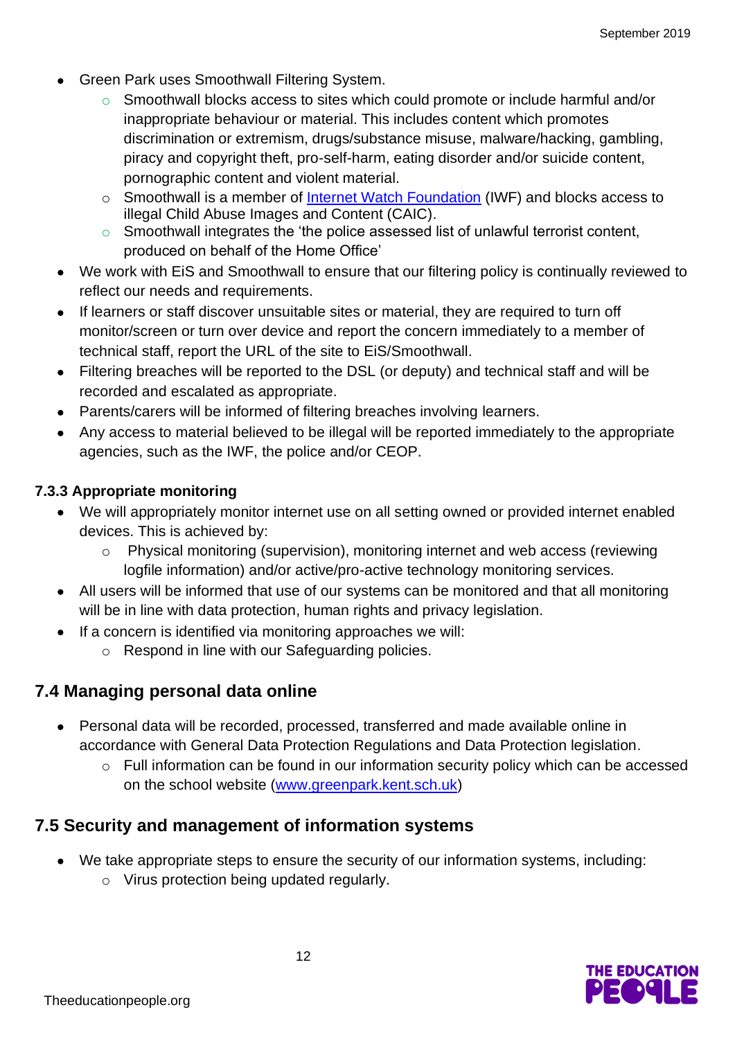- Green Park uses Smoothwall Filtering System.
    - Smoothwall blocks access to sites which could promote or include harmful and/or inappropriate behaviour or material. This includes content which promotes discrimination or extremism, drugs/substance misuse, malware/hacking, gambling, piracy and copyright theft, pro-self-harm, eating disorder and/or suicide content, pornographic content and violent material.
    - Smoothwall is a member of [Internet Watch Foundation](https://www.iwf.org.uk) (IWF) and blocks access to illegal Child Abuse Images and Content (CAIC).
    - Smoothwall integrates the 'the police assessed list of unlawful terrorist content, produced on behalf of the Home Office'
- We work with EiS and Smoothwall to ensure that our filtering policy is continually reviewed to reflect our needs and requirements.
- If learners or staff discover unsuitable sites or material, they are required to turn off monitor/screen or turn over device and report the concern immediately to a member of technical staff, report the URL of the site to EiS/Smoothwall.
- Filtering breaches will be reported to the DSL (or deputy) and technical staff and will be recorded and escalated as appropriate.
- Parents/carers will be informed of filtering breaches involving learners.
- Any access to material believed to be illegal will be reported immediately to the appropriate agencies, such as the IWF, the police and/or CEOP.

#### 7.3.3 Appropriate monitoring

- We will appropriately monitor internet use on all setting owned or provided internet enabled devices. This is achieved by:
    - Physical monitoring (supervision), monitoring internet and web access (reviewing logfile information) and/or active/pro-active technology monitoring services.
- All users will be informed that use of our systems can be monitored and that all monitoring will be in line with data protection, human rights and privacy legislation.
- If a concern is identified via monitoring approaches we will:
    - Respond in line with our Safeguarding policies.

## 7.4 Managing personal data online

- Personal data will be recorded, processed, transferred and made available online in accordance with General Data Protection Regulations and Data Protection legislation.
    - Full information can be found in our information security policy which can be accessed on the school website ([www.greenpark.kent.sch.uk](http://www.greenpark.kent.sch.uk))

## 7.5 Security and management of information systems

- We take appropriate steps to ensure the security of our information systems, including:
    - Virus protection being updated regularly.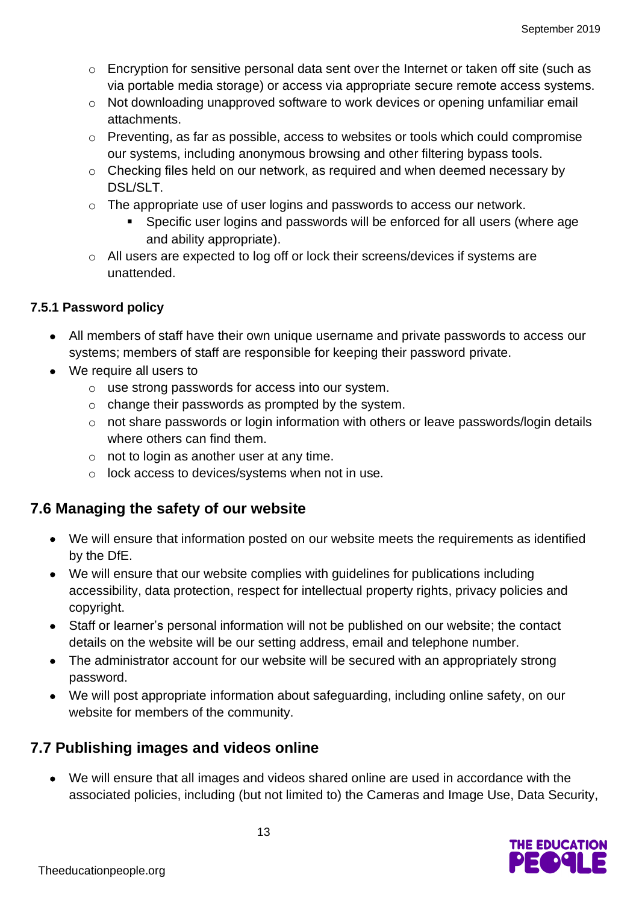- Encryption for sensitive personal data sent over the Internet or taken off site (such as via portable media storage) or access via appropriate secure remote access systems.
    - Not downloading unapproved software to work devices or opening unfamiliar email attachments.
    - Preventing, as far as possible, access to websites or tools which could compromise our systems, including anonymous browsing and other filtering bypass tools.
    - Checking files held on our network, as required and when deemed necessary by DSL/SLT.
    - The appropriate use of user logins and passwords to access our network.
        - Specific user logins and passwords will be enforced for all users (where age and ability appropriate).
    - All users are expected to log off or lock their screens/devices if systems are unattended.

#### 7.5.1 Password policy

- All members of staff have their own unique username and private passwords to access our systems; members of staff are responsible for keeping their password private.
- We require all users to
    - use strong passwords for access into our system.
    - change their passwords as prompted by the system.
    - not share passwords or login information with others or leave passwords/login details where others can find them.
    - not to login as another user at any time.
    - lock access to devices/systems when not in use.

### 7.6 Managing the safety of our website

- We will ensure that information posted on our website meets the requirements as identified by the DfE.
- We will ensure that our website complies with guidelines for publications including accessibility, data protection, respect for intellectual property rights, privacy policies and copyright.
- Staff or learner's personal information will not be published on our website; the contact details on the website will be our setting address, email and telephone number.
- The administrator account for our website will be secured with an appropriately strong password.
- We will post appropriate information about safeguarding, including online safety, on our website for members of the community.

### 7.7 Publishing images and videos online

- We will ensure that all images and videos shared online are used in accordance with the associated policies, including (but not limited to) the Cameras and Image Use, Data Security,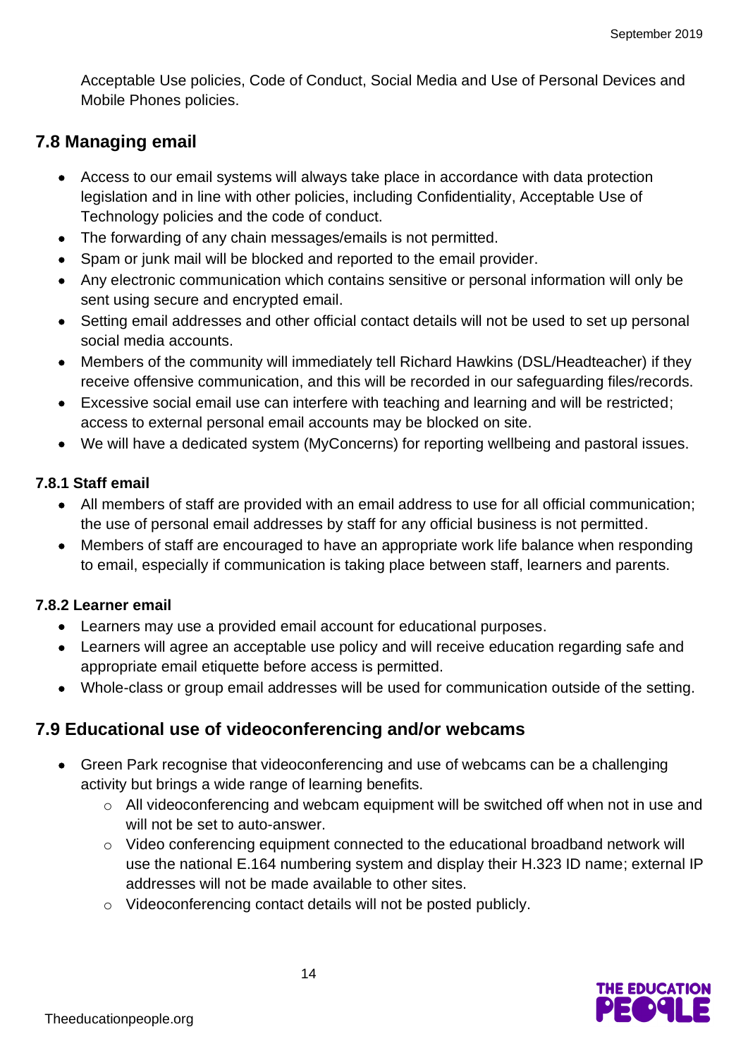Acceptable Use policies, Code of Conduct, Social Media and Use of Personal Devices and Mobile Phones policies.

## 7.8 Managing email

- Access to our email systems will always take place in accordance with data protection legislation and in line with other policies, including Confidentiality, Acceptable Use of Technology policies and the code of conduct.
- The forwarding of any chain messages/emails is not permitted.
- Spam or junk mail will be blocked and reported to the email provider.
- Any electronic communication which contains sensitive or personal information will only be sent using secure and encrypted email.
- Setting email addresses and other official contact details will not be used to set up personal social media accounts.
- Members of the community will immediately tell Richard Hawkins (DSL/Headteacher) if they receive offensive communication, and this will be recorded in our safeguarding files/records.
- Excessive social email use can interfere with teaching and learning and will be restricted; access to external personal email accounts may be blocked on site.
- We will have a dedicated system (MyConcerns) for reporting wellbeing and pastoral issues.

### 7.8.1 Staff email

- All members of staff are provided with an email address to use for all official communication; the use of personal email addresses by staff for any official business is not permitted.
- Members of staff are encouraged to have an appropriate work life balance when responding to email, especially if communication is taking place between staff, learners and parents.

### 7.8.2 Learner email

- Learners may use a provided email account for educational purposes.
- Learners will agree an acceptable use policy and will receive education regarding safe and appropriate email etiquette before access is permitted.
- Whole-class or group email addresses will be used for communication outside of the setting.

## 7.9 Educational use of videoconferencing and/or webcams

- Green Park recognise that videoconferencing and use of webcams can be a challenging activity but brings a wide range of learning benefits.
  - All videoconferencing and webcam equipment will be switched off when not in use and will not be set to auto-answer.
  - Video conferencing equipment connected to the educational broadband network will use the national E.164 numbering system and display their H.323 ID name; external IP addresses will not be made available to other sites.
  - Videoconferencing contact details will not be posted publicly.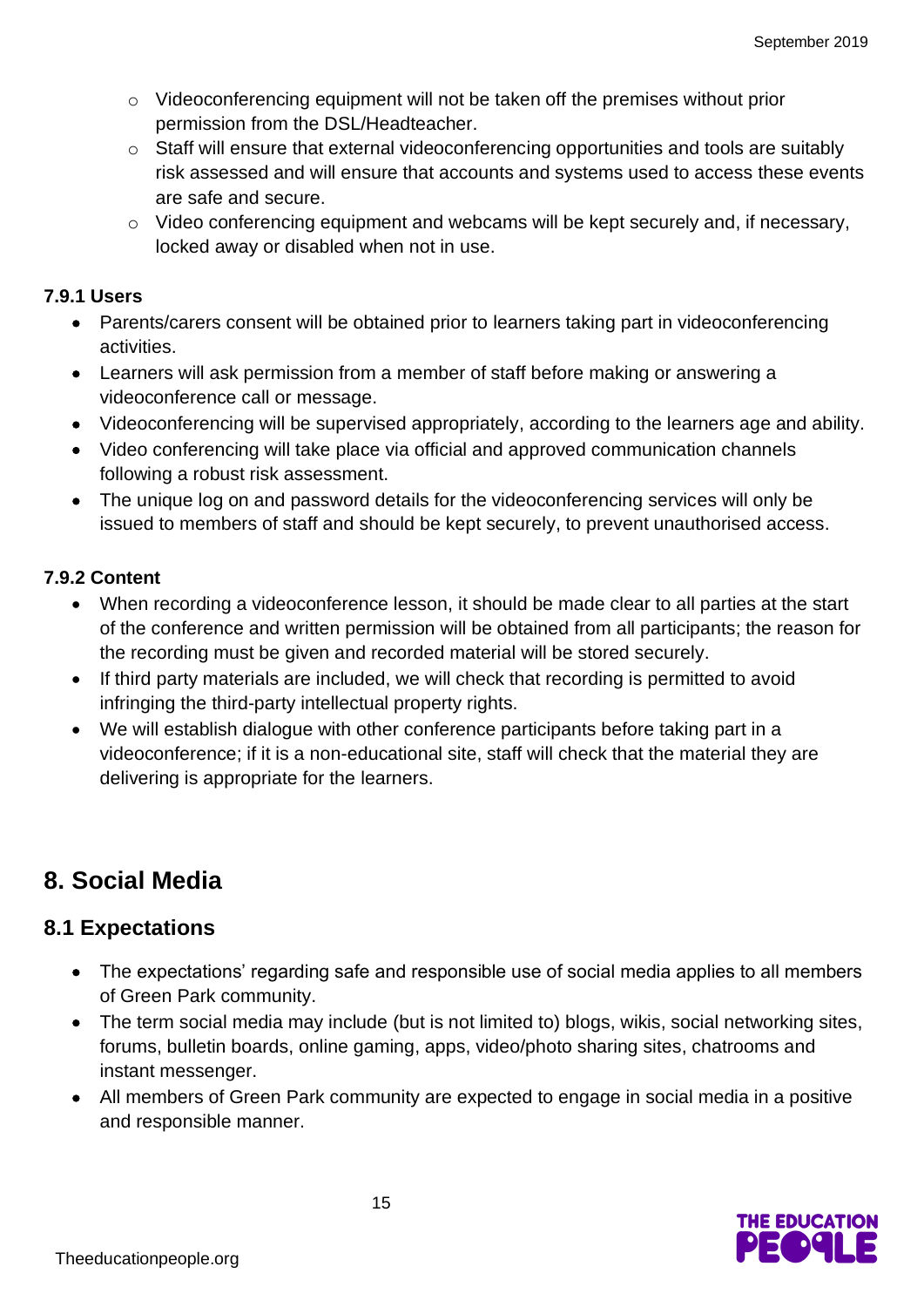- Videoconferencing equipment will not be taken off the premises without prior permission from the DSL/Headteacher.
- Staff will ensure that external videoconferencing opportunities and tools are suitably risk assessed and will ensure that accounts and systems used to access these events are safe and secure.
- Video conferencing equipment and webcams will be kept securely and, if necessary, locked away or disabled when not in use.

**7.9.1 Users**

- Parents/carers consent will be obtained prior to learners taking part in videoconferencing activities.
- Learners will ask permission from a member of staff before making or answering a videoconference call or message.
- Videoconferencing will be supervised appropriately, according to the learners age and ability.
- Video conferencing will take place via official and approved communication channels following a robust risk assessment.
- The unique log on and password details for the videoconferencing services will only be issued to members of staff and should be kept securely, to prevent unauthorised access.

**7.9.2 Content**

- When recording a videoconference lesson, it should be made clear to all parties at the start of the conference and written permission will be obtained from all participants; the reason for the recording must be given and recorded material will be stored securely.
- If third party materials are included, we will check that recording is permitted to avoid infringing the third-party intellectual property rights.
- We will establish dialogue with other conference participants before taking part in a videoconference; if it is a non-educational site, staff will check that the material they are delivering is appropriate for the learners.

# 8. Social Media

## 8.1 Expectations

- The expectations' regarding safe and responsible use of social media applies to all members of Green Park community.
- The term social media may include (but is not limited to) blogs, wikis, social networking sites, forums, bulletin boards, online gaming, apps, video/photo sharing sites, chatrooms and instant messenger.
- All members of Green Park community are expected to engage in social media in a positive and responsible manner.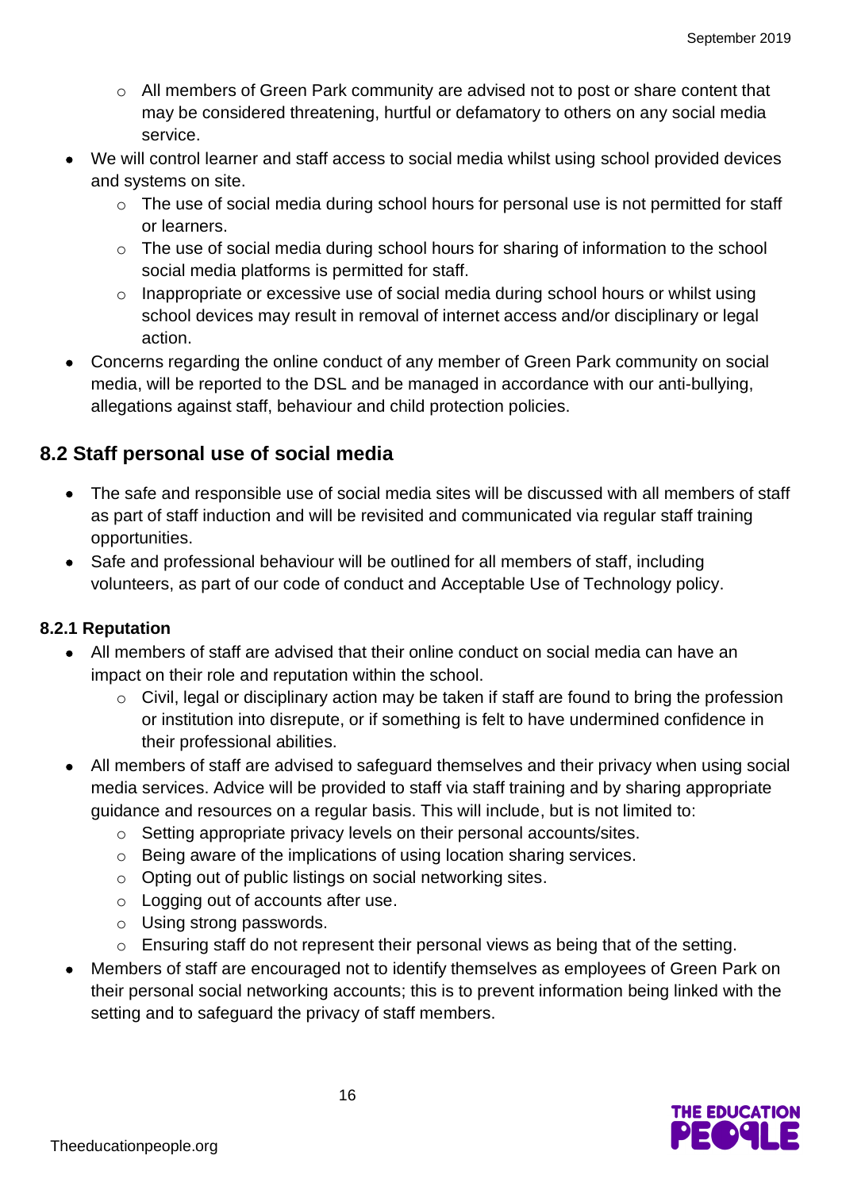- All members of Green Park community are advised not to post or share content that may be considered threatening, hurtful or defamatory to others on any social media service.
- We will control learner and staff access to social media whilst using school provided devices and systems on site.
  - The use of social media during school hours for personal use is not permitted for staff or learners.
  - The use of social media during school hours for sharing of information to the school social media platforms is permitted for staff.
  - Inappropriate or excessive use of social media during school hours or whilst using school devices may result in removal of internet access and/or disciplinary or legal action.
- Concerns regarding the online conduct of any member of Green Park community on social media, will be reported to the DSL and be managed in accordance with our anti-bullying, allegations against staff, behaviour and child protection policies.

## 8.2 Staff personal use of social media

- The safe and responsible use of social media sites will be discussed with all members of staff as part of staff induction and will be revisited and communicated via regular staff training opportunities.
- Safe and professional behaviour will be outlined for all members of staff, including volunteers, as part of our code of conduct and Acceptable Use of Technology policy.

### 8.2.1 Reputation

- All members of staff are advised that their online conduct on social media can have an impact on their role and reputation within the school.
  - Civil, legal or disciplinary action may be taken if staff are found to bring the profession or institution into disrepute, or if something is felt to have undermined confidence in their professional abilities.
- All members of staff are advised to safeguard themselves and their privacy when using social media services. Advice will be provided to staff via staff training and by sharing appropriate guidance and resources on a regular basis. This will include, but is not limited to:
  - Setting appropriate privacy levels on their personal accounts/sites.
  - Being aware of the implications of using location sharing services.
  - Opting out of public listings on social networking sites.
  - Logging out of accounts after use.
  - Using strong passwords.
  - Ensuring staff do not represent their personal views as being that of the setting.
- Members of staff are encouraged not to identify themselves as employees of Green Park on their personal social networking accounts; this is to prevent information being linked with the setting and to safeguard the privacy of staff members.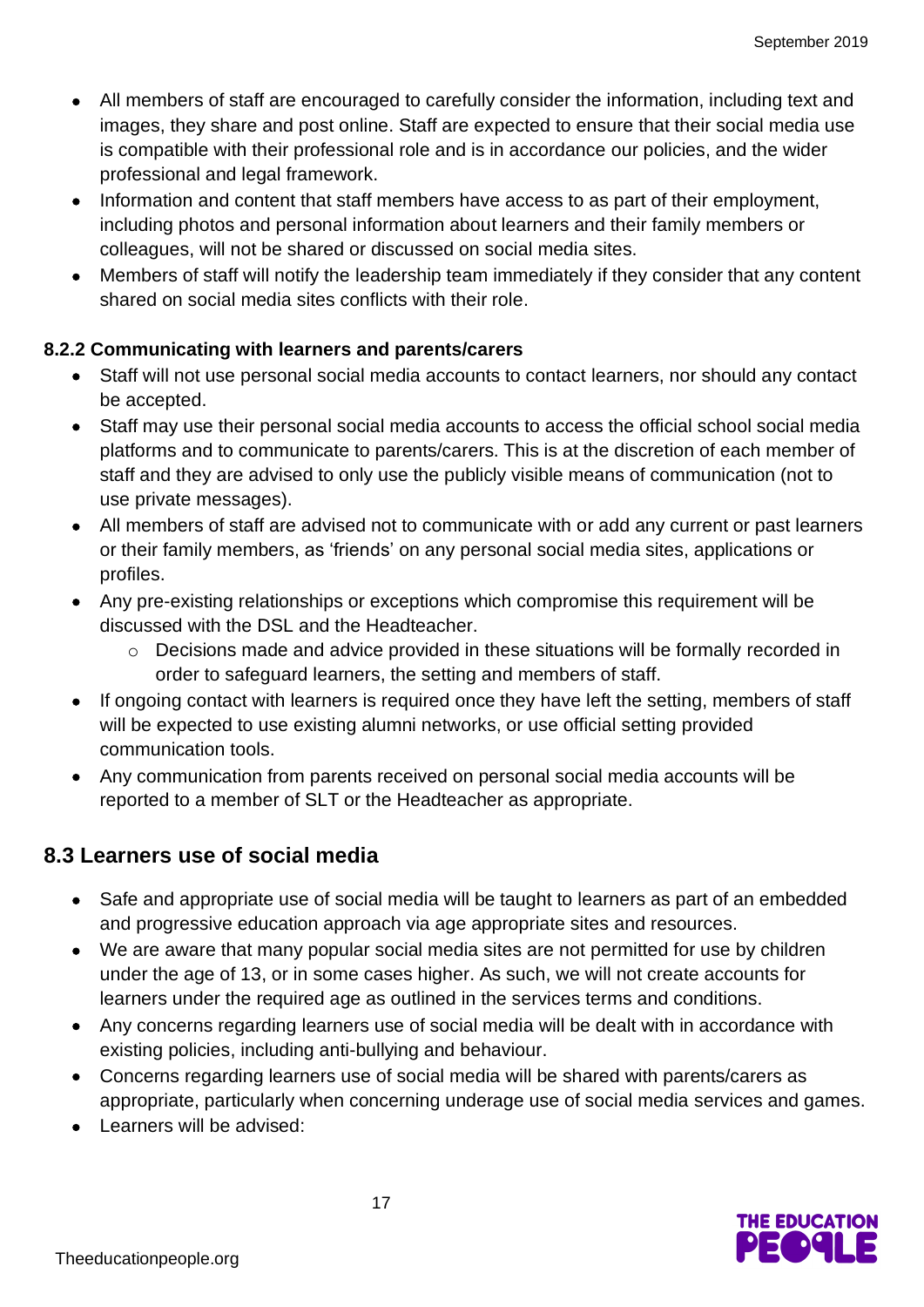- All members of staff are encouraged to carefully consider the information, including text and images, they share and post online. Staff are expected to ensure that their social media use is compatible with their professional role and is in accordance our policies, and the wider professional and legal framework.
- Information and content that staff members have access to as part of their employment, including photos and personal information about learners and their family members or colleagues, will not be shared or discussed on social media sites.
- Members of staff will notify the leadership team immediately if they consider that any content shared on social media sites conflicts with their role.

#### 8.2.2 Communicating with learners and parents/carers

- Staff will not use personal social media accounts to contact learners, nor should any contact be accepted.
- Staff may use their personal social media accounts to access the official school social media platforms and to communicate to parents/carers. This is at the discretion of each member of staff and they are advised to only use the publicly visible means of communication (not to use private messages).
- All members of staff are advised not to communicate with or add any current or past learners or their family members, as 'friends' on any personal social media sites, applications or profiles.
- Any pre-existing relationships or exceptions which compromise this requirement will be discussed with the DSL and the Headteacher.
  - Decisions made and advice provided in these situations will be formally recorded in order to safeguard learners, the setting and members of staff.
- If ongoing contact with learners is required once they have left the setting, members of staff will be expected to use existing alumni networks, or use official setting provided communication tools.
- Any communication from parents received on personal social media accounts will be reported to a member of SLT or the Headteacher as appropriate.

## 8.3 Learners use of social media

- Safe and appropriate use of social media will be taught to learners as part of an embedded and progressive education approach via age appropriate sites and resources.
- We are aware that many popular social media sites are not permitted for use by children under the age of 13, or in some cases higher. As such, we will not create accounts for learners under the required age as outlined in the services terms and conditions.
- Any concerns regarding learners use of social media will be dealt with in accordance with existing policies, including anti-bullying and behaviour.
- Concerns regarding learners use of social media will be shared with parents/carers as appropriate, particularly when concerning underage use of social media services and games.
- Learners will be advised: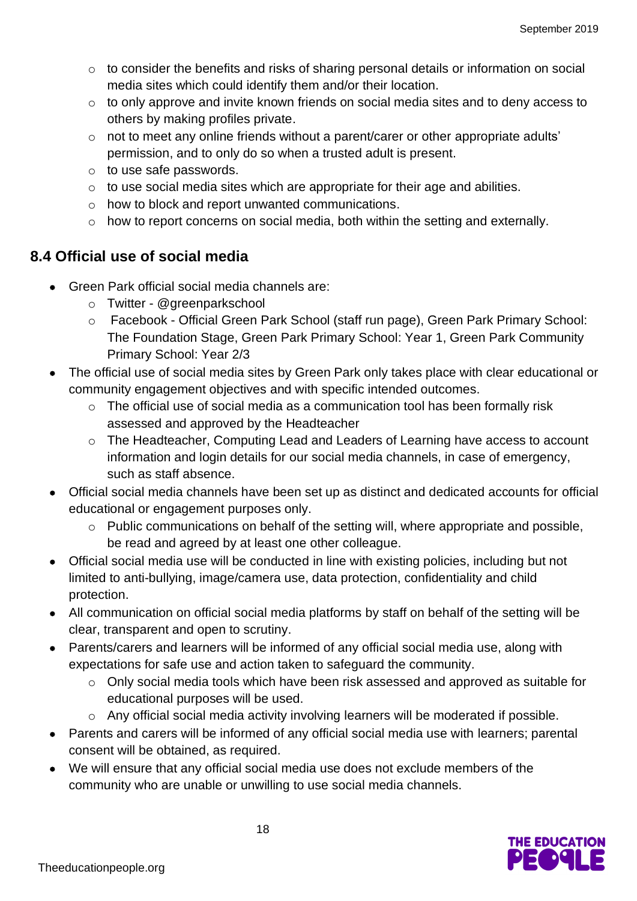- to consider the benefits and risks of sharing personal details or information on social media sites which could identify them and/or their location.
   - to only approve and invite known friends on social media sites and to deny access to others by making profiles private.
   - not to meet any online friends without a parent/carer or other appropriate adults' permission, and to only do so when a trusted adult is present.
   - to use safe passwords.
   - to use social media sites which are appropriate for their age and abilities.
   - how to block and report unwanted communications.
   - how to report concerns on social media, both within the setting and externally.

## 8.4 Official use of social media

- Green Park official social media channels are:
   - Twitter - @greenparkschool
   - Facebook - Official Green Park School (staff run page), Green Park Primary School: The Foundation Stage, Green Park Primary School: Year 1, Green Park Community Primary School: Year 2/3
- The official use of social media sites by Green Park only takes place with clear educational or community engagement objectives and with specific intended outcomes.
   - The official use of social media as a communication tool has been formally risk assessed and approved by the Headteacher
   - The Headteacher, Computing Lead and Leaders of Learning have access to account information and login details for our social media channels, in case of emergency, such as staff absence.
- Official social media channels have been set up as distinct and dedicated accounts for official educational or engagement purposes only.
   - Public communications on behalf of the setting will, where appropriate and possible, be read and agreed by at least one other colleague.
- Official social media use will be conducted in line with existing policies, including but not limited to anti-bullying, image/camera use, data protection, confidentiality and child protection.
- All communication on official social media platforms by staff on behalf of the setting will be clear, transparent and open to scrutiny.
- Parents/carers and learners will be informed of any official social media use, along with expectations for safe use and action taken to safeguard the community.
   - Only social media tools which have been risk assessed and approved as suitable for educational purposes will be used.
   - Any official social media activity involving learners will be moderated if possible.
- Parents and carers will be informed of any official social media use with learners; parental consent will be obtained, as required.
- We will ensure that any official social media use does not exclude members of the community who are unable or unwilling to use social media channels.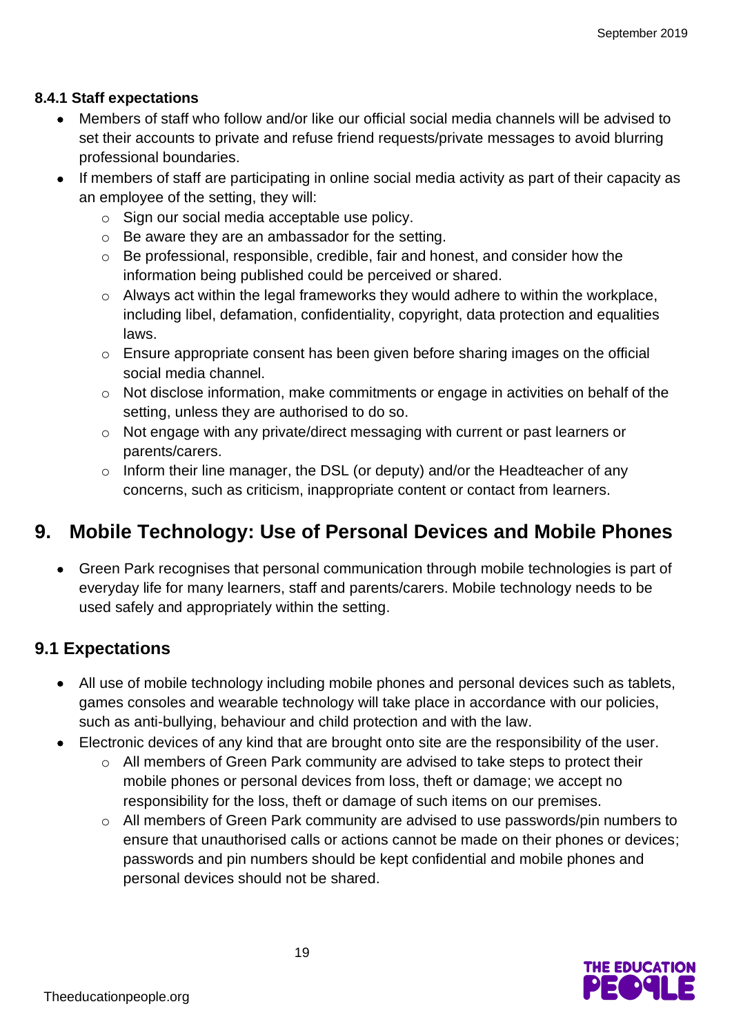#### 8.4.1 Staff expectations

- Members of staff who follow and/or like our official social media channels will be advised to set their accounts to private and refuse friend requests/private messages to avoid blurring professional boundaries.
- If members of staff are participating in online social media activity as part of their capacity as an employee of the setting, they will:
  - Sign our social media acceptable use policy.
  - Be aware they are an ambassador for the setting.
  - Be professional, responsible, credible, fair and honest, and consider how the information being published could be perceived or shared.
  - Always act within the legal frameworks they would adhere to within the workplace, including libel, defamation, confidentiality, copyright, data protection and equalities laws.
  - Ensure appropriate consent has been given before sharing images on the official social media channel.
  - Not disclose information, make commitments or engage in activities on behalf of the setting, unless they are authorised to do so.
  - Not engage with any private/direct messaging with current or past learners or parents/carers.
  - Inform their line manager, the DSL (or deputy) and/or the Headteacher of any concerns, such as criticism, inappropriate content or contact from learners.

# 9. Mobile Technology: Use of Personal Devices and Mobile Phones

- Green Park recognises that personal communication through mobile technologies is part of everyday life for many learners, staff and parents/carers. Mobile technology needs to be used safely and appropriately within the setting.

## 9.1 Expectations

- All use of mobile technology including mobile phones and personal devices such as tablets, games consoles and wearable technology will take place in accordance with our policies, such as anti-bullying, behaviour and child protection and with the law.
- Electronic devices of any kind that are brought onto site are the responsibility of the user.
  - All members of Green Park community are advised to take steps to protect their mobile phones or personal devices from loss, theft or damage; we accept no responsibility for the loss, theft or damage of such items on our premises.
  - All members of Green Park community are advised to use passwords/pin numbers to ensure that unauthorised calls or actions cannot be made on their phones or devices; passwords and pin numbers should be kept confidential and mobile phones and personal devices should not be shared.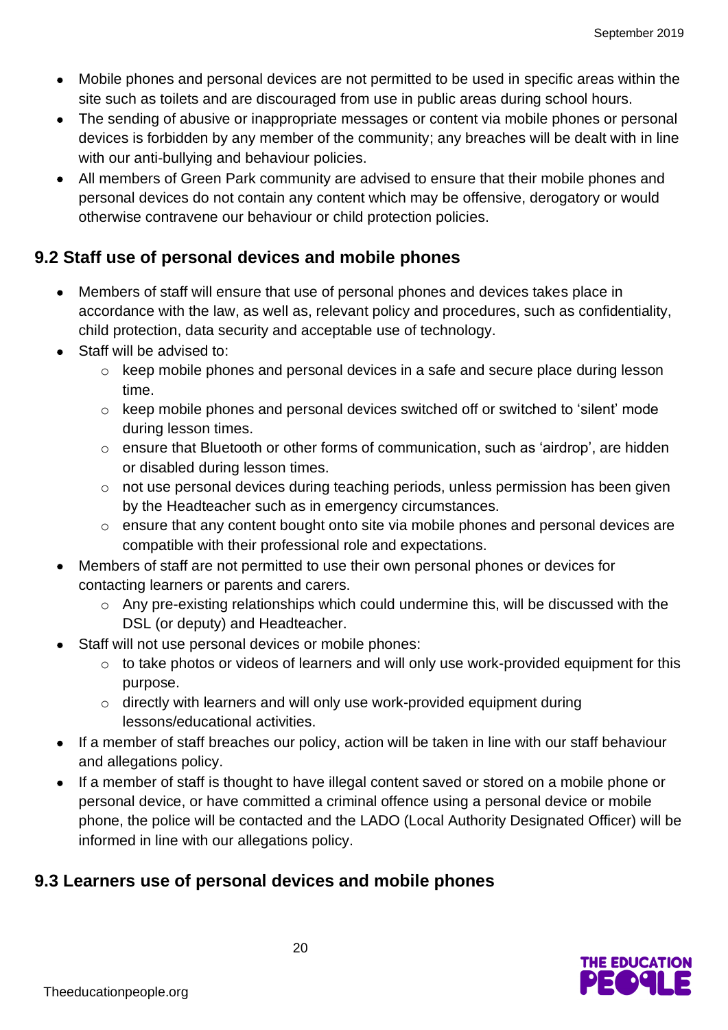- Mobile phones and personal devices are not permitted to be used in specific areas within the site such as toilets and are discouraged from use in public areas during school hours.
- The sending of abusive or inappropriate messages or content via mobile phones or personal devices is forbidden by any member of the community; any breaches will be dealt with in line with our anti-bullying and behaviour policies.
- All members of Green Park community are advised to ensure that their mobile phones and personal devices do not contain any content which may be offensive, derogatory or would otherwise contravene our behaviour or child protection policies.

## 9.2 Staff use of personal devices and mobile phones

- Members of staff will ensure that use of personal phones and devices takes place in accordance with the law, as well as, relevant policy and procedures, such as confidentiality, child protection, data security and acceptable use of technology.
- Staff will be advised to:
  - keep mobile phones and personal devices in a safe and secure place during lesson time.
  - keep mobile phones and personal devices switched off or switched to 'silent' mode during lesson times.
  - ensure that Bluetooth or other forms of communication, such as 'airdrop', are hidden or disabled during lesson times.
  - not use personal devices during teaching periods, unless permission has been given by the Headteacher such as in emergency circumstances.
  - ensure that any content bought onto site via mobile phones and personal devices are compatible with their professional role and expectations.
- Members of staff are not permitted to use their own personal phones or devices for contacting learners or parents and carers.
  - Any pre-existing relationships which could undermine this, will be discussed with the DSL (or deputy) and Headteacher.
- Staff will not use personal devices or mobile phones:
  - to take photos or videos of learners and will only use work-provided equipment for this purpose.
  - directly with learners and will only use work-provided equipment during lessons/educational activities.
- If a member of staff breaches our policy, action will be taken in line with our staff behaviour and allegations policy.
- If a member of staff is thought to have illegal content saved or stored on a mobile phone or personal device, or have committed a criminal offence using a personal device or mobile phone, the police will be contacted and the LADO (Local Authority Designated Officer) will be informed in line with our allegations policy.

## 9.3 Learners use of personal devices and mobile phones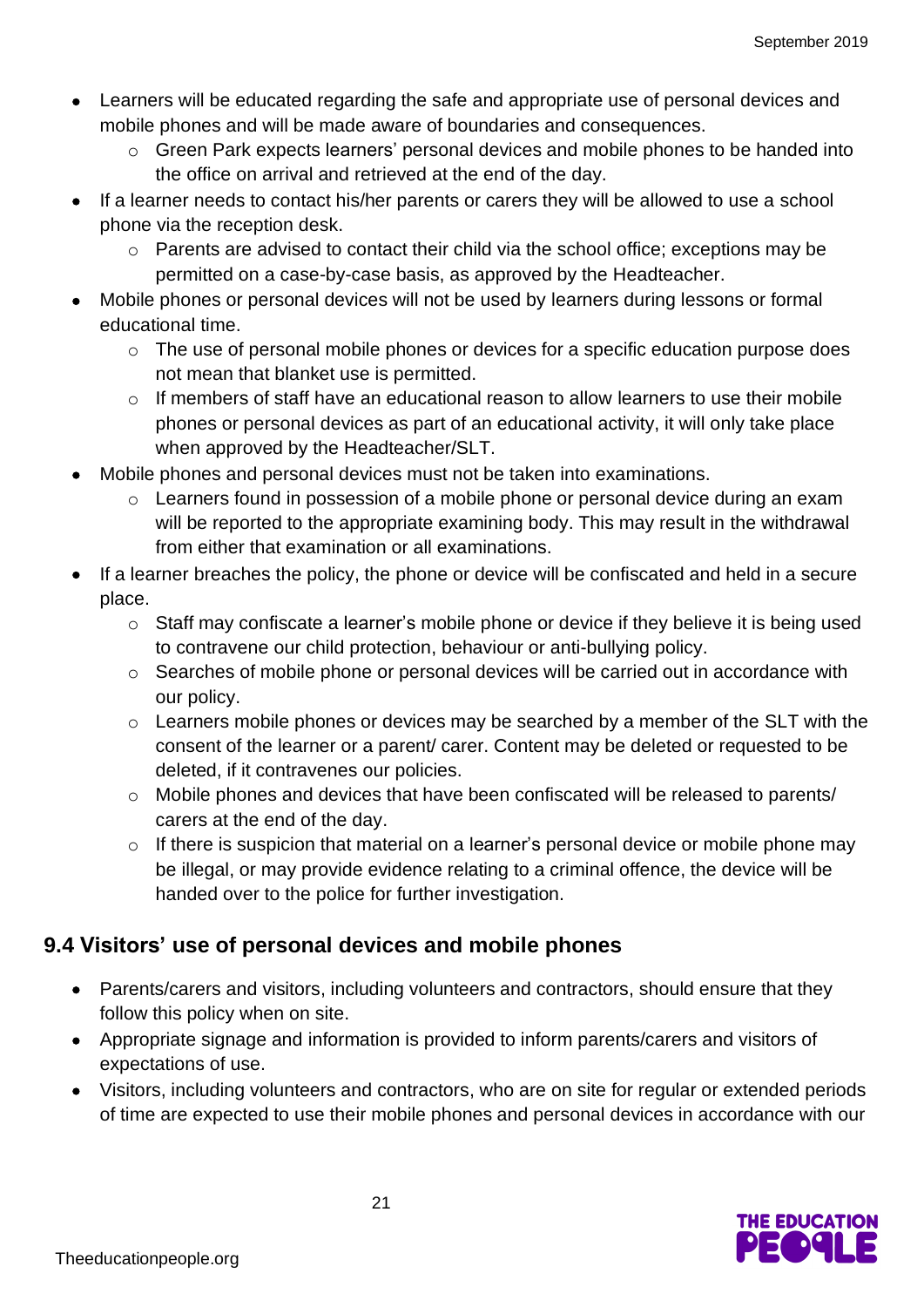- Learners will be educated regarding the safe and appropriate use of personal devices and mobile phones and will be made aware of boundaries and consequences.
    - Green Park expects learners' personal devices and mobile phones to be handed into the office on arrival and retrieved at the end of the day.
- If a learner needs to contact his/her parents or carers they will be allowed to use a school phone via the reception desk.
    - Parents are advised to contact their child via the school office; exceptions may be permitted on a case-by-case basis, as approved by the Headteacher.
- Mobile phones or personal devices will not be used by learners during lessons or formal educational time.
    - The use of personal mobile phones or devices for a specific education purpose does not mean that blanket use is permitted.
    - If members of staff have an educational reason to allow learners to use their mobile phones or personal devices as part of an educational activity, it will only take place when approved by the Headteacher/SLT.
- Mobile phones and personal devices must not be taken into examinations.
    - Learners found in possession of a mobile phone or personal device during an exam will be reported to the appropriate examining body. This may result in the withdrawal from either that examination or all examinations.
- If a learner breaches the policy, the phone or device will be confiscated and held in a secure place.
    - Staff may confiscate a learner's mobile phone or device if they believe it is being used to contravene our child protection, behaviour or anti-bullying policy.
    - Searches of mobile phone or personal devices will be carried out in accordance with our policy.
    - Learners mobile phones or devices may be searched by a member of the SLT with the consent of the learner or a parent/ carer. Content may be deleted or requested to be deleted, if it contravenes our policies.
    - Mobile phones and devices that have been confiscated will be released to parents/ carers at the end of the day.
    - If there is suspicion that material on a learner's personal device or mobile phone may be illegal, or may provide evidence relating to a criminal offence, the device will be handed over to the police for further investigation.

## 9.4 Visitors' use of personal devices and mobile phones

- Parents/carers and visitors, including volunteers and contractors, should ensure that they follow this policy when on site.
- Appropriate signage and information is provided to inform parents/carers and visitors of expectations of use.
- Visitors, including volunteers and contractors, who are on site for regular or extended periods of time are expected to use their mobile phones and personal devices in accordance with our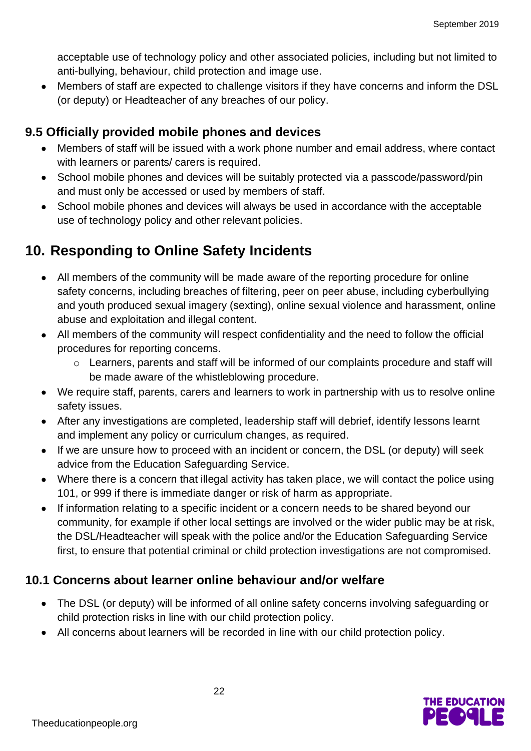acceptable use of technology policy and other associated policies, including but not limited to anti-bullying, behaviour, child protection and image use.

- Members of staff are expected to challenge visitors if they have concerns and inform the DSL (or deputy) or Headteacher of any breaches of our policy.

### 9.5 Officially provided mobile phones and devices

- Members of staff will be issued with a work phone number and email address, where contact with learners or parents/ carers is required.
- School mobile phones and devices will be suitably protected via a passcode/password/pin and must only be accessed or used by members of staff.
- School mobile phones and devices will always be used in accordance with the acceptable use of technology policy and other relevant policies.

## 10. Responding to Online Safety Incidents

- All members of the community will be made aware of the reporting procedure for online safety concerns, including breaches of filtering, peer on peer abuse, including cyberbullying and youth produced sexual imagery (sexting), online sexual violence and harassment, online abuse and exploitation and illegal content.
- All members of the community will respect confidentiality and the need to follow the official procedures for reporting concerns.
    - Learners, parents and staff will be informed of our complaints procedure and staff will be made aware of the whistleblowing procedure.
- We require staff, parents, carers and learners to work in partnership with us to resolve online safety issues.
- After any investigations are completed, leadership staff will debrief, identify lessons learnt and implement any policy or curriculum changes, as required.
- If we are unsure how to proceed with an incident or concern, the DSL (or deputy) will seek advice from the Education Safeguarding Service.
- Where there is a concern that illegal activity has taken place, we will contact the police using 101, or 999 if there is immediate danger or risk of harm as appropriate.
- If information relating to a specific incident or a concern needs to be shared beyond our community, for example if other local settings are involved or the wider public may be at risk, the DSL/Headteacher will speak with the police and/or the Education Safeguarding Service first, to ensure that potential criminal or child protection investigations are not compromised.

### 10.1 Concerns about learner online behaviour and/or welfare

- The DSL (or deputy) will be informed of all online safety concerns involving safeguarding or child protection risks in line with our child protection policy.
- All concerns about learners will be recorded in line with our child protection policy.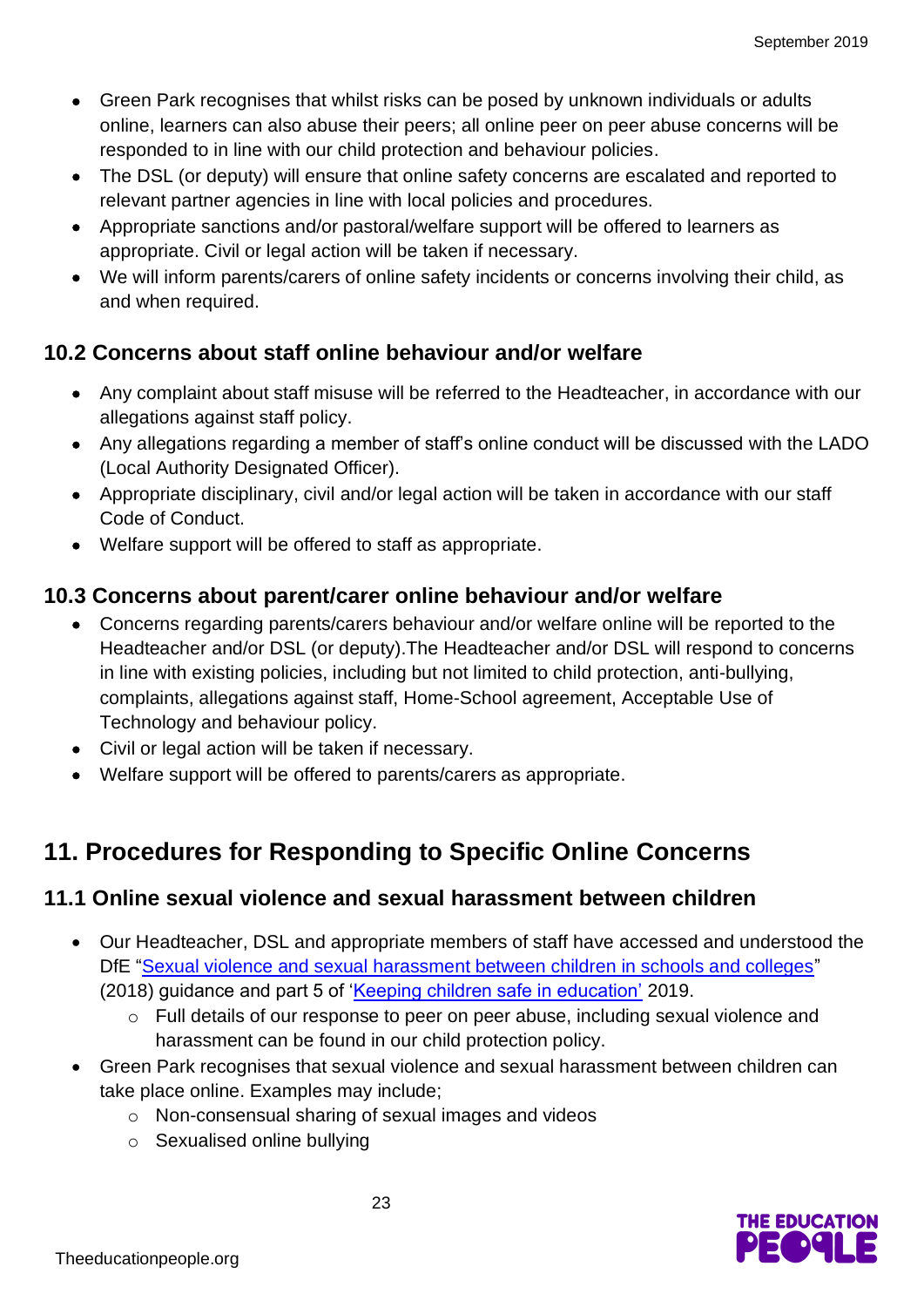- Green Park recognises that whilst risks can be posed by unknown individuals or adults online, learners can also abuse their peers; all online peer on peer abuse concerns will be responded to in line with our child protection and behaviour policies.
- The DSL (or deputy) will ensure that online safety concerns are escalated and reported to relevant partner agencies in line with local policies and procedures.
- Appropriate sanctions and/or pastoral/welfare support will be offered to learners as appropriate. Civil or legal action will be taken if necessary.
- We will inform parents/carers of online safety incidents or concerns involving their child, as and when required.

### 10.2 Concerns about staff online behaviour and/or welfare

- Any complaint about staff misuse will be referred to the Headteacher, in accordance with our allegations against staff policy.
- Any allegations regarding a member of staff's online conduct will be discussed with the LADO (Local Authority Designated Officer).
- Appropriate disciplinary, civil and/or legal action will be taken in accordance with our staff Code of Conduct.
- Welfare support will be offered to staff as appropriate.

### 10.3 Concerns about parent/carer online behaviour and/or welfare

- Concerns regarding parents/carers behaviour and/or welfare online will be reported to the Headteacher and/or DSL (or deputy).The Headteacher and/or DSL will respond to concerns in line with existing policies, including but not limited to child protection, anti-bullying, complaints, allegations against staff, Home-School agreement, Acceptable Use of Technology and behaviour policy.
- Civil or legal action will be taken if necessary.
- Welfare support will be offered to parents/carers as appropriate.

## 11. Procedures for Responding to Specific Online Concerns

### 11.1 Online sexual violence and sexual harassment between children

- Our Headteacher, DSL and appropriate members of staff have accessed and understood the DfE "Sexual violence and sexual harassment between children in schools and colleges" (2018) guidance and part 5 of 'Keeping children safe in education' 2019.
  - Full details of our response to peer on peer abuse, including sexual violence and harassment can be found in our child protection policy.
- Green Park recognises that sexual violence and sexual harassment between children can take place online. Examples may include;
  - Non-consensual sharing of sexual images and videos
  - Sexualised online bullying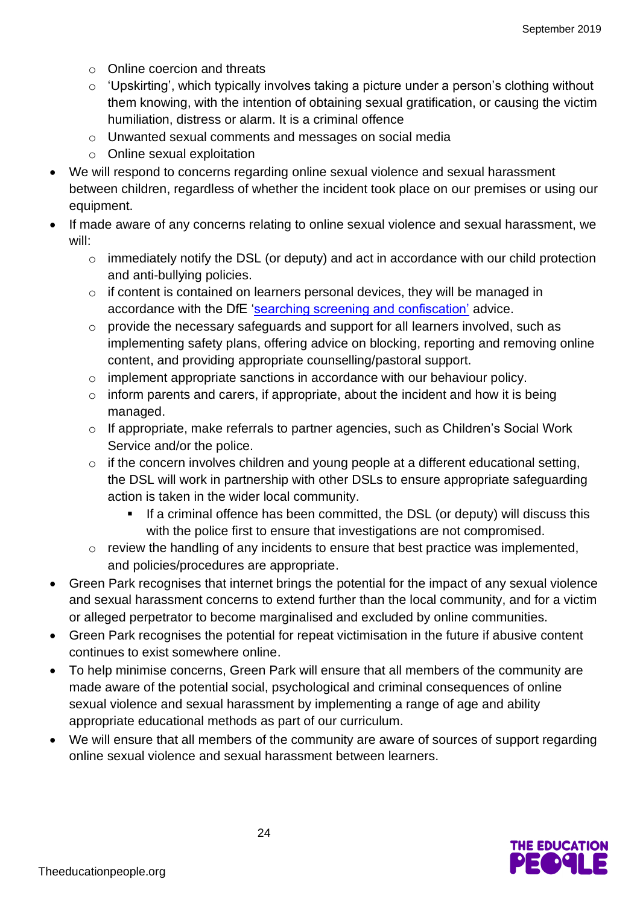- Online coercion and threats
    - 'Upskirting', which typically involves taking a picture under a person's clothing without them knowing, with the intention of obtaining sexual gratification, or causing the victim humiliation, distress or alarm. It is a criminal offence
    - Unwanted sexual comments and messages on social media
    - Online sexual exploitation
- We will respond to concerns regarding online sexual violence and sexual harassment between children, regardless of whether the incident took place on our premises or using our equipment.
- If made aware of any concerns relating to online sexual violence and sexual harassment, we will:
    - immediately notify the DSL (or deputy) and act in accordance with our child protection and anti-bullying policies.
    - if content is contained on learners personal devices, they will be managed in accordance with the DfE 'searching screening and confiscation' advice.
    - provide the necessary safeguards and support for all learners involved, such as implementing safety plans, offering advice on blocking, reporting and removing online content, and providing appropriate counselling/pastoral support.
    - implement appropriate sanctions in accordance with our behaviour policy.
    - inform parents and carers, if appropriate, about the incident and how it is being managed.
    - If appropriate, make referrals to partner agencies, such as Children's Social Work Service and/or the police.
    - if the concern involves children and young people at a different educational setting, the DSL will work in partnership with other DSLs to ensure appropriate safeguarding action is taken in the wider local community.
        - If a criminal offence has been committed, the DSL (or deputy) will discuss this with the police first to ensure that investigations are not compromised.
    - review the handling of any incidents to ensure that best practice was implemented, and policies/procedures are appropriate.
- Green Park recognises that internet brings the potential for the impact of any sexual violence and sexual harassment concerns to extend further than the local community, and for a victim or alleged perpetrator to become marginalised and excluded by online communities.
- Green Park recognises the potential for repeat victimisation in the future if abusive content continues to exist somewhere online.
- To help minimise concerns, Green Park will ensure that all members of the community are made aware of the potential social, psychological and criminal consequences of online sexual violence and sexual harassment by implementing a range of age and ability appropriate educational methods as part of our curriculum.
- We will ensure that all members of the community are aware of sources of support regarding online sexual violence and sexual harassment between learners.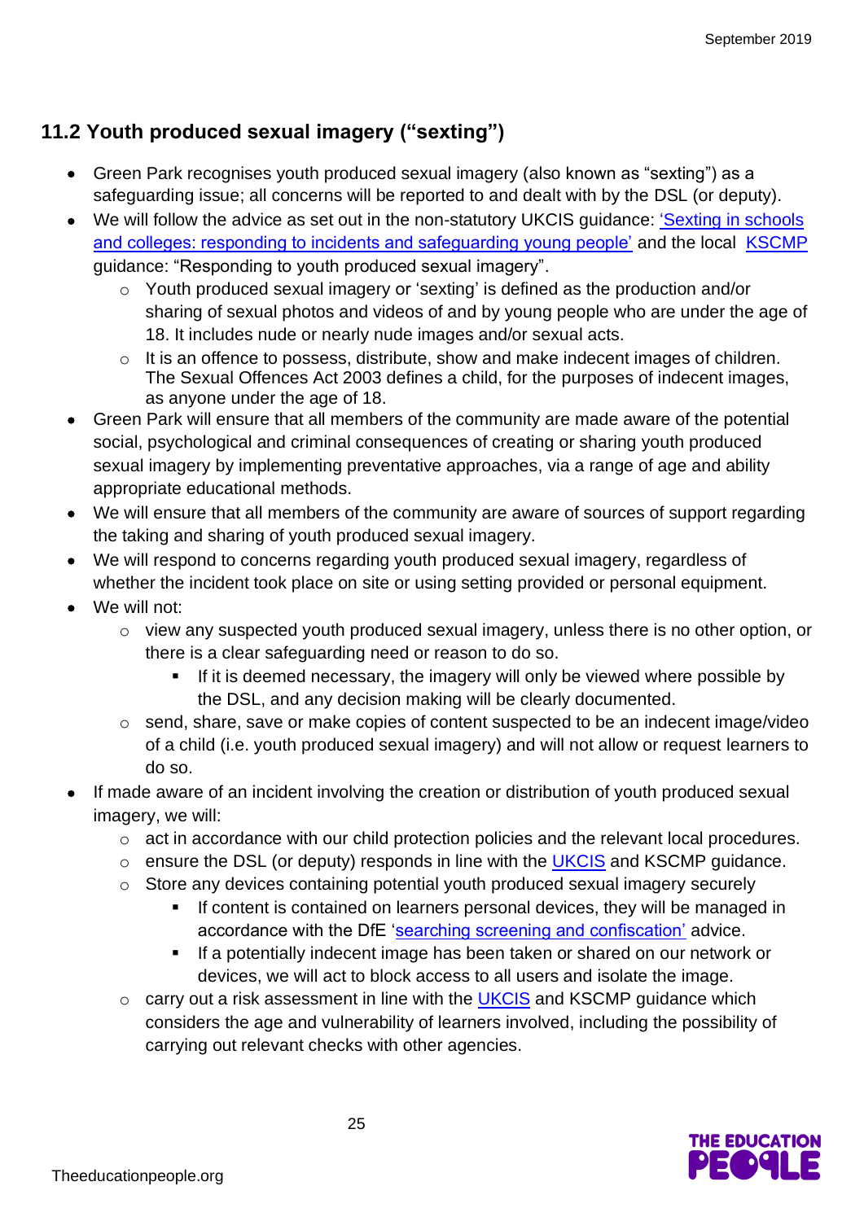## 11.2 Youth produced sexual imagery ("sexting")

- Green Park recognises youth produced sexual imagery (also known as "sexting") as a safeguarding issue; all concerns will be reported to and dealt with by the DSL (or deputy).
- We will follow the advice as set out in the non-statutory UKCIS guidance: 'Sexting in schools and colleges: responding to incidents and safeguarding young people' and the local KSCMP guidance: "Responding to youth produced sexual imagery".
  - Youth produced sexual imagery or 'sexting' is defined as the production and/or sharing of sexual photos and videos of and by young people who are under the age of 18. It includes nude or nearly nude images and/or sexual acts.
  - It is an offence to possess, distribute, show and make indecent images of children. The Sexual Offences Act 2003 defines a child, for the purposes of indecent images, as anyone under the age of 18.
- Green Park will ensure that all members of the community are made aware of the potential social, psychological and criminal consequences of creating or sharing youth produced sexual imagery by implementing preventative approaches, via a range of age and ability appropriate educational methods.
- We will ensure that all members of the community are aware of sources of support regarding the taking and sharing of youth produced sexual imagery.
- We will respond to concerns regarding youth produced sexual imagery, regardless of whether the incident took place on site or using setting provided or personal equipment.
- We will not:
  - view any suspected youth produced sexual imagery, unless there is no other option, or there is a clear safeguarding need or reason to do so.
    - If it is deemed necessary, the imagery will only be viewed where possible by the DSL, and any decision making will be clearly documented.
  - send, share, save or make copies of content suspected to be an indecent image/video of a child (i.e. youth produced sexual imagery) and will not allow or request learners to do so.
- If made aware of an incident involving the creation or distribution of youth produced sexual imagery, we will:
  - act in accordance with our child protection policies and the relevant local procedures.
  - ensure the DSL (or deputy) responds in line with the UKCIS and KSCMP guidance.
  - Store any devices containing potential youth produced sexual imagery securely
    - If content is contained on learners personal devices, they will be managed in accordance with the DfE 'searching screening and confiscation' advice.
    - If a potentially indecent image has been taken or shared on our network or devices, we will act to block access to all users and isolate the image.
  - carry out a risk assessment in line with the UKCIS and KSCMP guidance which considers the age and vulnerability of learners involved, including the possibility of carrying out relevant checks with other agencies.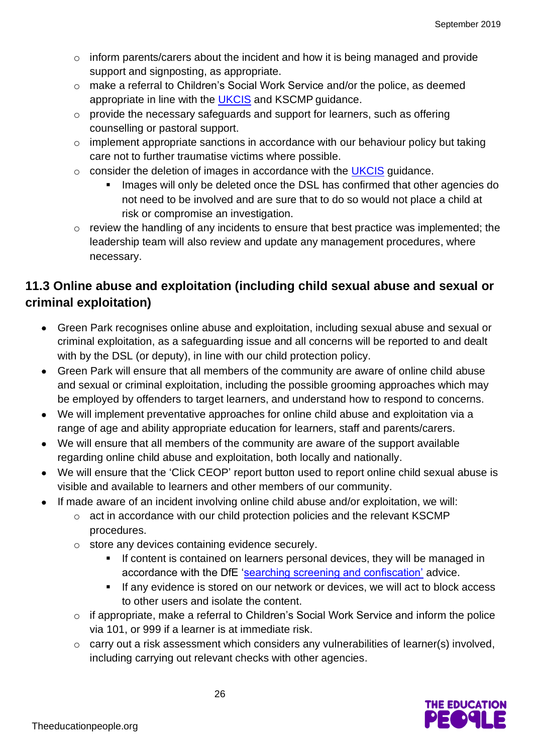- inform parents/carers about the incident and how it is being managed and provide support and signposting, as appropriate.
- make a referral to Children's Social Work Service and/or the police, as deemed appropriate in line with the UKCIS and KSCMP guidance.
- provide the necessary safeguards and support for learners, such as offering counselling or pastoral support.
- implement appropriate sanctions in accordance with our behaviour policy but taking care not to further traumatise victims where possible.
- consider the deletion of images in accordance with the UKCIS guidance.
  - Images will only be deleted once the DSL has confirmed that other agencies do not need to be involved and are sure that to do so would not place a child at risk or compromise an investigation.
- review the handling of any incidents to ensure that best practice was implemented; the leadership team will also review and update any management procedures, where necessary.

## 11.3 Online abuse and exploitation (including child sexual abuse and sexual or criminal exploitation)

- Green Park recognises online abuse and exploitation, including sexual abuse and sexual or criminal exploitation, as a safeguarding issue and all concerns will be reported to and dealt with by the DSL (or deputy), in line with our child protection policy.
- Green Park will ensure that all members of the community are aware of online child abuse and sexual or criminal exploitation, including the possible grooming approaches which may be employed by offenders to target learners, and understand how to respond to concerns.
- We will implement preventative approaches for online child abuse and exploitation via a range of age and ability appropriate education for learners, staff and parents/carers.
- We will ensure that all members of the community are aware of the support available regarding online child abuse and exploitation, both locally and nationally.
- We will ensure that the 'Click CEOP' report button used to report online child sexual abuse is visible and available to learners and other members of our community.
- If made aware of an incident involving online child abuse and/or exploitation, we will:
  - act in accordance with our child protection policies and the relevant KSCMP procedures.
  - store any devices containing evidence securely.
    - If content is contained on learners personal devices, they will be managed in accordance with the DfE 'searching screening and confiscation' advice.
    - If any evidence is stored on our network or devices, we will act to block access to other users and isolate the content.
  - if appropriate, make a referral to Children's Social Work Service and inform the police via 101, or 999 if a learner is at immediate risk.
  - carry out a risk assessment which considers any vulnerabilities of learner(s) involved, including carrying out relevant checks with other agencies.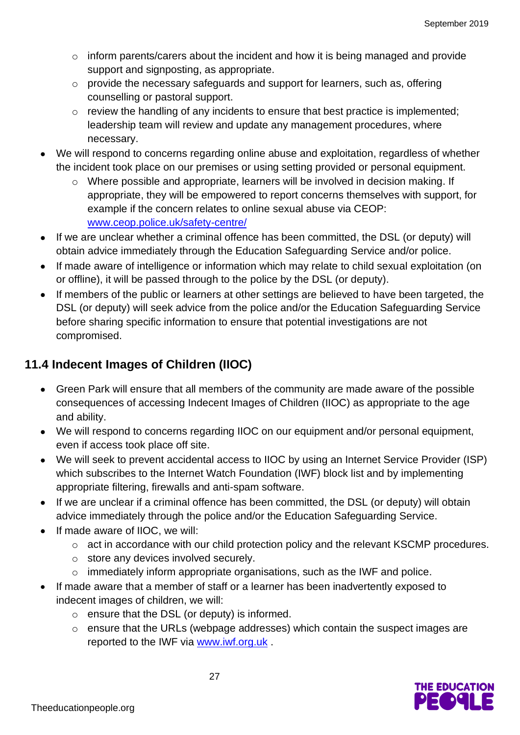- inform parents/carers about the incident and how it is being managed and provide support and signposting, as appropriate.
  - provide the necessary safeguards and support for learners, such as, offering counselling or pastoral support.
  - review the handling of any incidents to ensure that best practice is implemented; leadership team will review and update any management procedures, where necessary.
- We will respond to concerns regarding online abuse and exploitation, regardless of whether the incident took place on our premises or using setting provided or personal equipment.
  - Where possible and appropriate, learners will be involved in decision making. If appropriate, they will be empowered to report concerns themselves with support, for example if the concern relates to online sexual abuse via CEOP: [www.ceop.police.uk/safety-centre/](http://www.ceop.police.uk/safety-centre/)
- If we are unclear whether a criminal offence has been committed, the DSL (or deputy) will obtain advice immediately through the Education Safeguarding Service and/or police.
- If made aware of intelligence or information which may relate to child sexual exploitation (on or offline), it will be passed through to the police by the DSL (or deputy).
- If members of the public or learners at other settings are believed to have been targeted, the DSL (or deputy) will seek advice from the police and/or the Education Safeguarding Service before sharing specific information to ensure that potential investigations are not compromised.

## 11.4 Indecent Images of Children (IIOC)

- Green Park will ensure that all members of the community are made aware of the possible consequences of accessing Indecent Images of Children (IIOC) as appropriate to the age and ability.
- We will respond to concerns regarding IIOC on our equipment and/or personal equipment, even if access took place off site.
- We will seek to prevent accidental access to IIOC by using an Internet Service Provider (ISP) which subscribes to the Internet Watch Foundation (IWF) block list and by implementing appropriate filtering, firewalls and anti-spam software.
- If we are unclear if a criminal offence has been committed, the DSL (or deputy) will obtain advice immediately through the police and/or the Education Safeguarding Service.
- If made aware of IIOC, we will:
  - act in accordance with our child protection policy and the relevant KSCMP procedures.
  - store any devices involved securely.
  - immediately inform appropriate organisations, such as the IWF and police.
- If made aware that a member of staff or a learner has been inadvertently exposed to indecent images of children, we will:
  - ensure that the DSL (or deputy) is informed.
  - ensure that the URLs (webpage addresses) which contain the suspect images are reported to the IWF via [www.iwf.org.uk](http://www.iwf.org.uk) .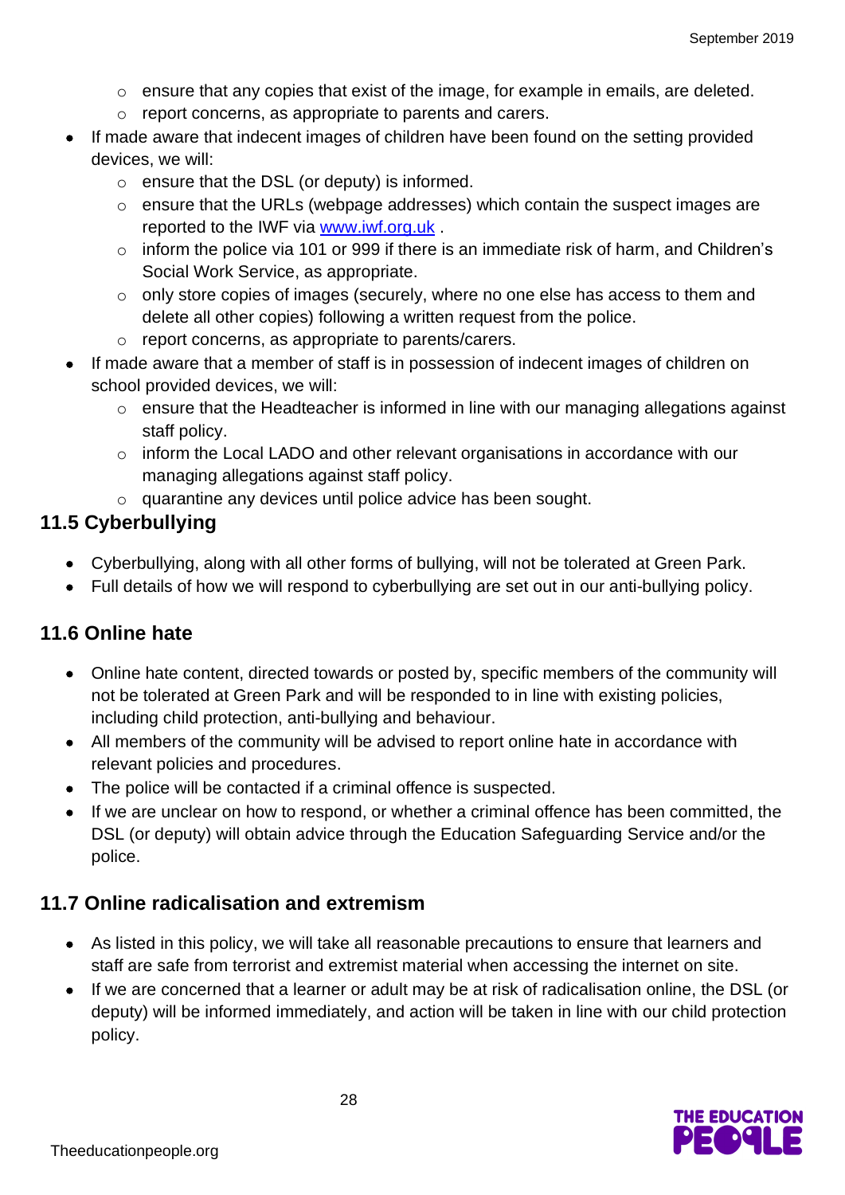- ensure that any copies that exist of the image, for example in emails, are deleted.
  - report concerns, as appropriate to parents and carers.
- If made aware that indecent images of children have been found on the setting provided devices, we will:
  - ensure that the DSL (or deputy) is informed.
  - ensure that the URLs (webpage addresses) which contain the suspect images are reported to the IWF via [www.iwf.org.uk](www.iwf.org.uk) .
  - inform the police via 101 or 999 if there is an immediate risk of harm, and Children's Social Work Service, as appropriate.
  - only store copies of images (securely, where no one else has access to them and delete all other copies) following a written request from the police.
  - report concerns, as appropriate to parents/carers.
- If made aware that a member of staff is in possession of indecent images of children on school provided devices, we will:
  - ensure that the Headteacher is informed in line with our managing allegations against staff policy.
  - inform the Local LADO and other relevant organisations in accordance with our managing allegations against staff policy.
  - quarantine any devices until police advice has been sought.

## 11.5 Cyberbullying

- Cyberbullying, along with all other forms of bullying, will not be tolerated at Green Park.
- Full details of how we will respond to cyberbullying are set out in our anti-bullying policy.

## 11.6 Online hate

- Online hate content, directed towards or posted by, specific members of the community will not be tolerated at Green Park and will be responded to in line with existing policies, including child protection, anti-bullying and behaviour.
- All members of the community will be advised to report online hate in accordance with relevant policies and procedures.
- The police will be contacted if a criminal offence is suspected.
- If we are unclear on how to respond, or whether a criminal offence has been committed, the DSL (or deputy) will obtain advice through the Education Safeguarding Service and/or the police.

## 11.7 Online radicalisation and extremism

- As listed in this policy, we will take all reasonable precautions to ensure that learners and staff are safe from terrorist and extremist material when accessing the internet on site.
- If we are concerned that a learner or adult may be at risk of radicalisation online, the DSL (or deputy) will be informed immediately, and action will be taken in line with our child protection policy.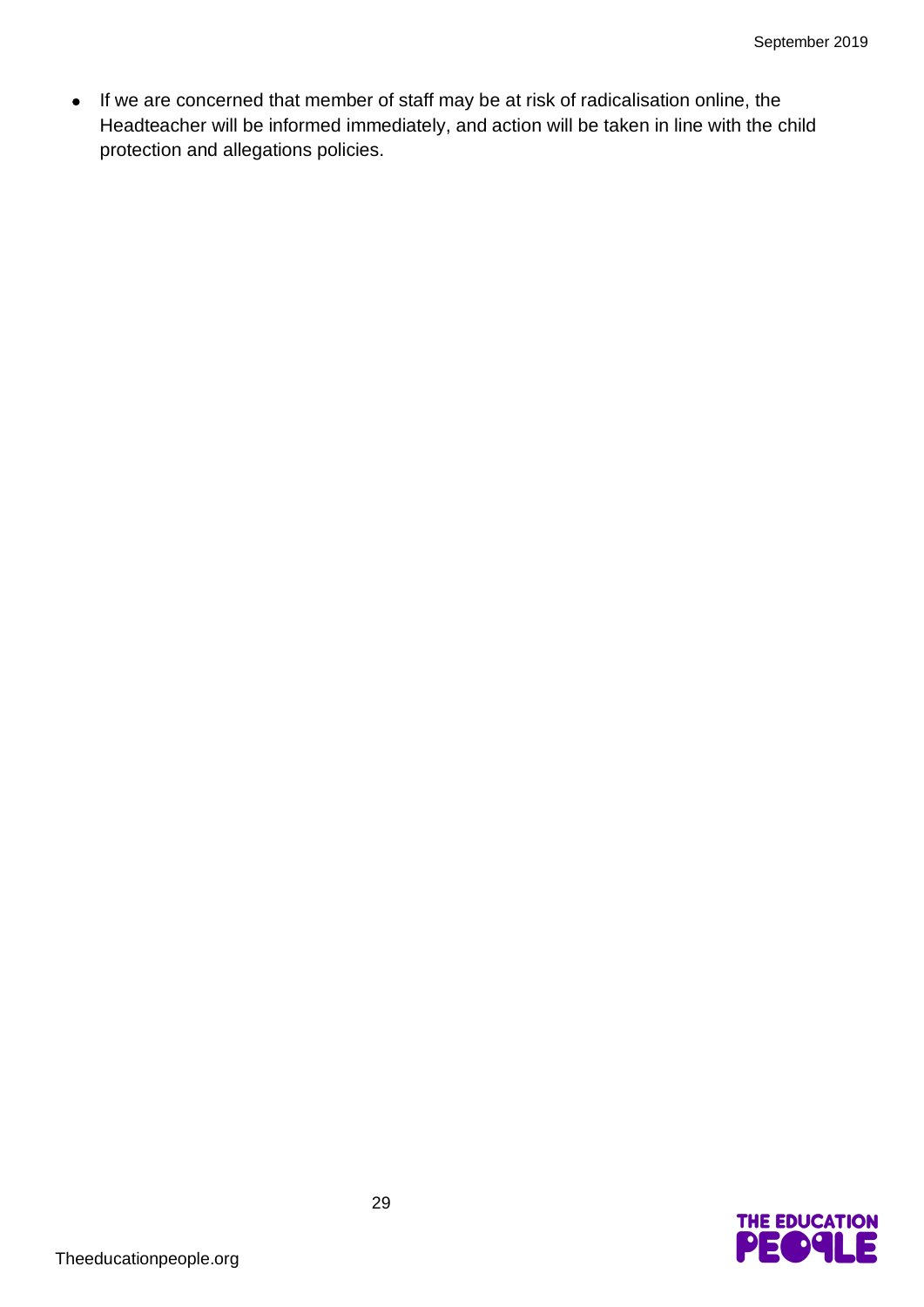- If we are concerned that member of staff may be at risk of radicalisation online, the Headteacher will be informed immediately, and action will be taken in line with the child protection and allegations policies.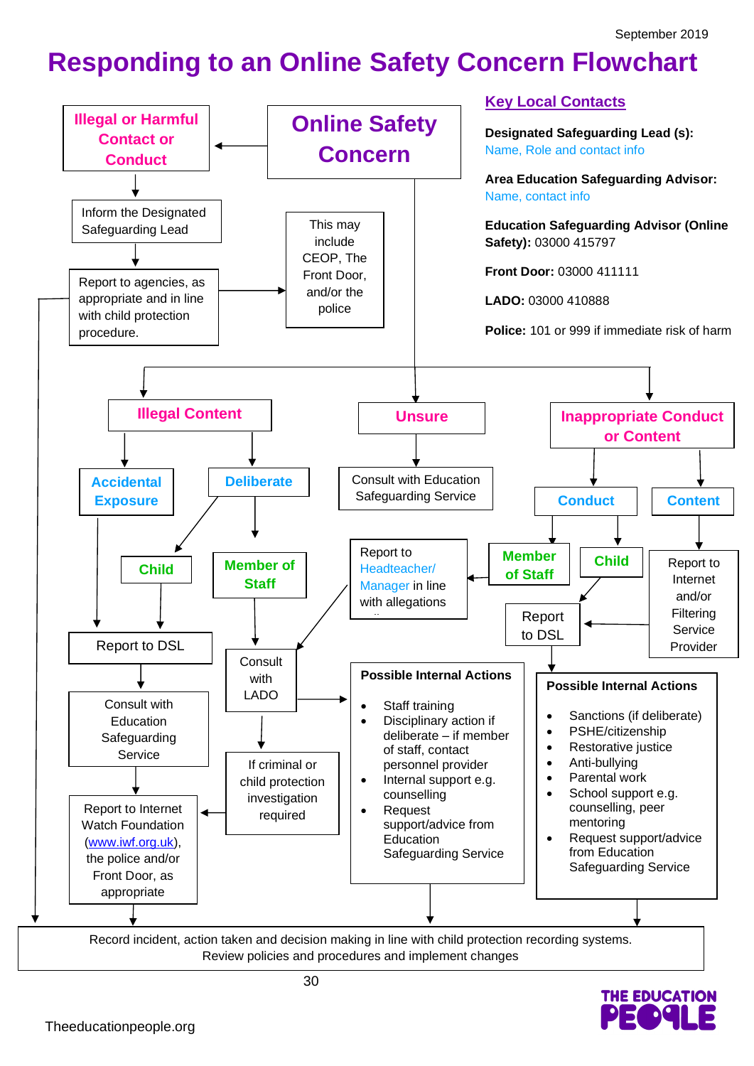September 2019

# Responding to an Online Safety Concern Flowchart

## Online Safety Concern

### Illegal or Harmful Contact or Conduct

- Inform the Designated Safeguarding Lead
- Report to agencies, as appropriate and in line with child protection procedure.
  - This may include CEOP, The Front Door, and/or the police

### Illegal Content

**Accidental Exposure**

- Report to DSL

**Deliberate**

- **Child**
  - Report to DSL
- **Member of Staff**
  - Consult with LADO
  - If criminal or child protection investigation required

Report to DSL → Consult with Education Safeguarding Service → Report to Internet Watch Foundation (www.iwf.org.uk), the police and/or Front Door, as appropriate

### Unsure

- Consult with Education Safeguarding Service

### Inappropriate Conduct or Content

**Conduct**

- **Member of Staff**
  - Report to Headteacher/ Manager in line with allegations
- **Child**
  - Report to DSL

**Content**

- Report to Internet and/or Filtering Service Provider
- Report to DSL

### Possible Internal Actions (Member of Staff / Child – Illegal Content; Member of Staff – Conduct)

- Staff training
- Disciplinary action if deliberate – if member of staff, contact personnel provider
- Internal support e.g. counselling
- Request support/advice from Education Safeguarding Service

### Possible Internal Actions (Inappropriate Conduct or Content – Child / Content)

- Sanctions (if deliberate)
- PSHE/citizenship
- Restorative justice
- Anti-bullying
- Parental work
- School support e.g. counselling, peer mentoring
- Request support/advice from Education Safeguarding Service

**Record incident, action taken and decision making in line with child protection recording systems. Review policies and procedures and implement changes**

## Key Local Contacts

**Designated Safeguarding Lead (s):** Name, Role and contact info

**Area Education Safeguarding Advisor:** Name, contact info

**Education Safeguarding Advisor (Online Safety):** 03000 415797

**Front Door:** 03000 411111

**LADO:** 03000 410888

**Police:** 101 or 999 if immediate risk of harm

Theeducationpeople.org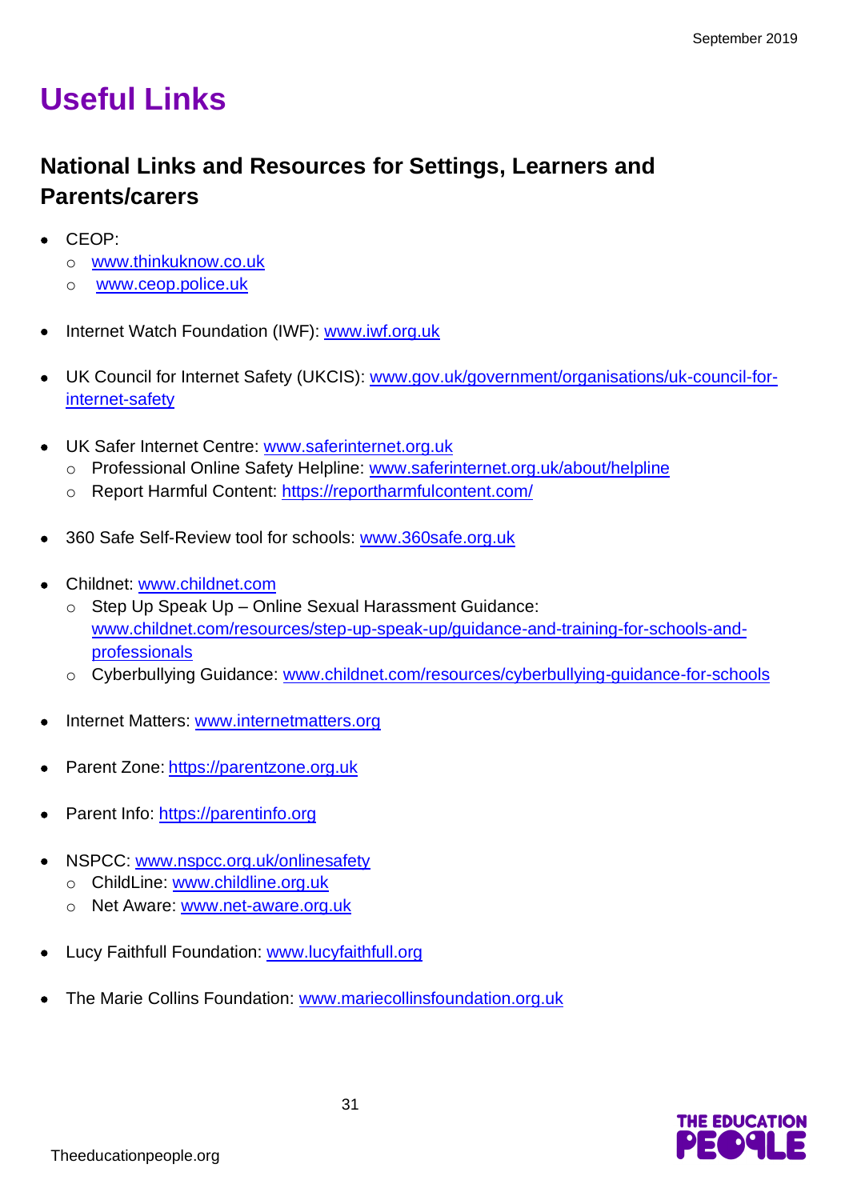# Useful Links

## National Links and Resources for Settings, Learners and Parents/carers

- CEOP:
  - www.thinkuknow.co.uk
  - www.ceop.police.uk
- Internet Watch Foundation (IWF): www.iwf.org.uk
- UK Council for Internet Safety (UKCIS): www.gov.uk/government/organisations/uk-council-for-internet-safety
- UK Safer Internet Centre: www.saferinternet.org.uk
  - Professional Online Safety Helpline: www.saferinternet.org.uk/about/helpline
  - Report Harmful Content: https://reportharmfulcontent.com/
- 360 Safe Self-Review tool for schools: www.360safe.org.uk
- Childnet: www.childnet.com
  - Step Up Speak Up – Online Sexual Harassment Guidance: www.childnet.com/resources/step-up-speak-up/guidance-and-training-for-schools-and-professionals
  - Cyberbullying Guidance: www.childnet.com/resources/cyberbullying-guidance-for-schools
- Internet Matters: www.internetmatters.org
- Parent Zone: https://parentzone.org.uk
- Parent Info: https://parentinfo.org
- NSPCC: www.nspcc.org.uk/onlinesafety
  - ChildLine: www.childline.org.uk
  - Net Aware: www.net-aware.org.uk
- Lucy Faithfull Foundation: www.lucyfaithfull.org
- The Marie Collins Foundation: www.mariecollinsfoundation.org.uk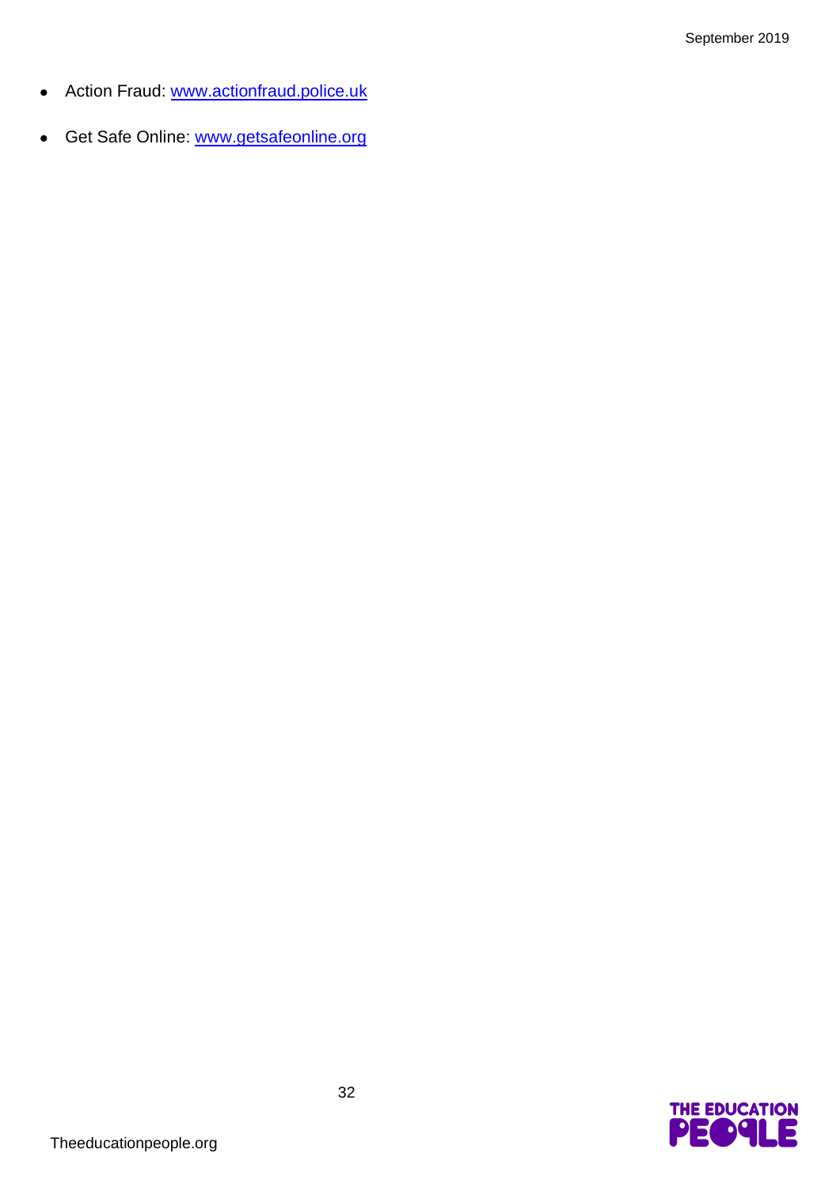- Action Fraud: [www.actionfraud.police.uk](http://www.actionfraud.police.uk)
- Get Safe Online: [www.getsafeonline.org](http://www.getsafeonline.org)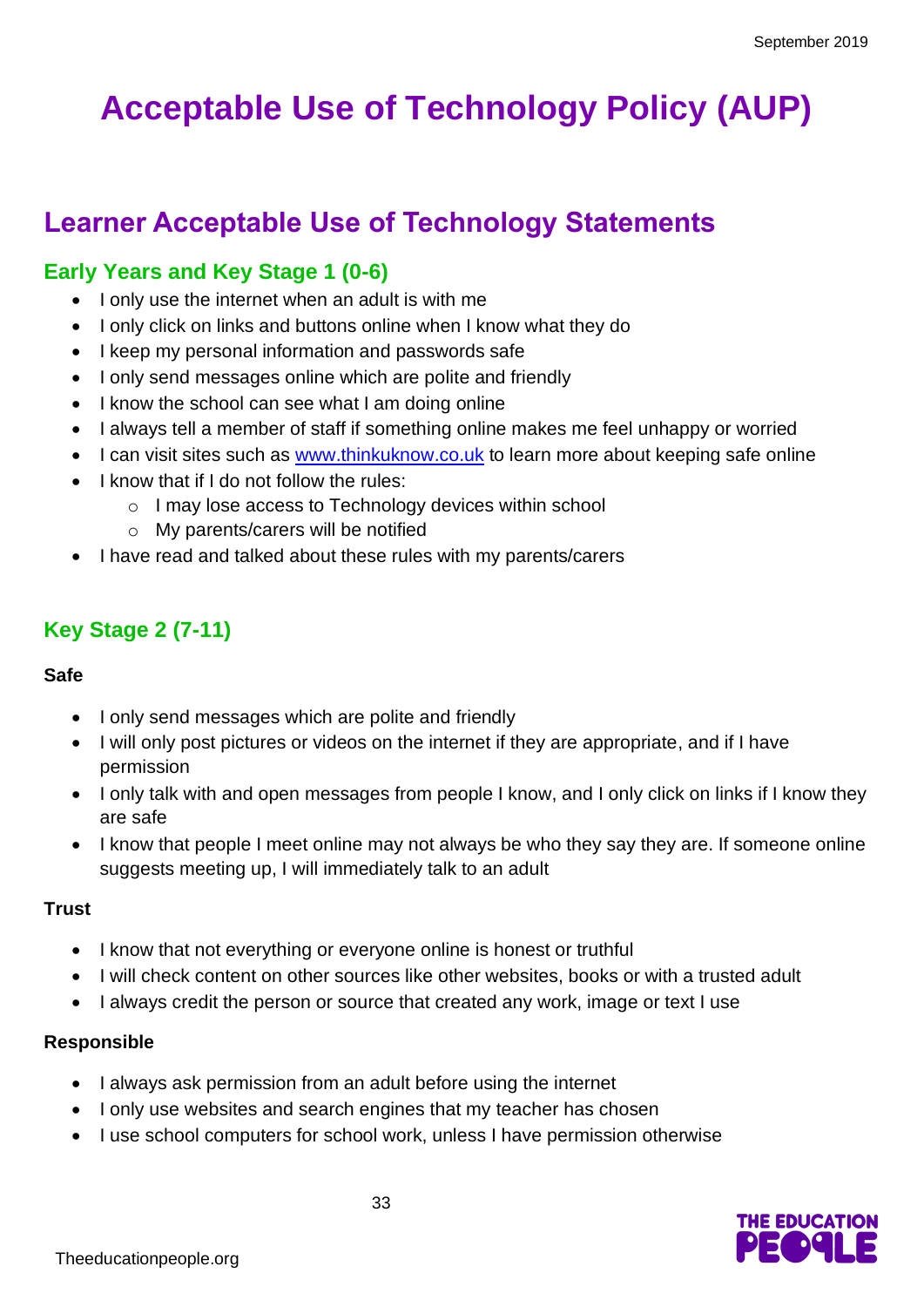# Acceptable Use of Technology Policy (AUP)

## Learner Acceptable Use of Technology Statements

### Early Years and Key Stage 1 (0-6)

- I only use the internet when an adult is with me
- I only click on links and buttons online when I know what they do
- I keep my personal information and passwords safe
- I only send messages online which are polite and friendly
- I know the school can see what I am doing online
- I always tell a member of staff if something online makes me feel unhappy or worried
- I can visit sites such as www.thinkuknow.co.uk to learn more about keeping safe online
- I know that if I do not follow the rules:
  - I may lose access to Technology devices within school
  - My parents/carers will be notified
- I have read and talked about these rules with my parents/carers

### Key Stage 2 (7-11)

**Safe**

- I only send messages which are polite and friendly
- I will only post pictures or videos on the internet if they are appropriate, and if I have permission
- I only talk with and open messages from people I know, and I only click on links if I know they are safe
- I know that people I meet online may not always be who they say they are. If someone online suggests meeting up, I will immediately talk to an adult

**Trust**

- I know that not everything or everyone online is honest or truthful
- I will check content on other sources like other websites, books or with a trusted adult
- I always credit the person or source that created any work, image or text I use

**Responsible**

- I always ask permission from an adult before using the internet
- I only use websites and search engines that my teacher has chosen
- I use school computers for school work, unless I have permission otherwise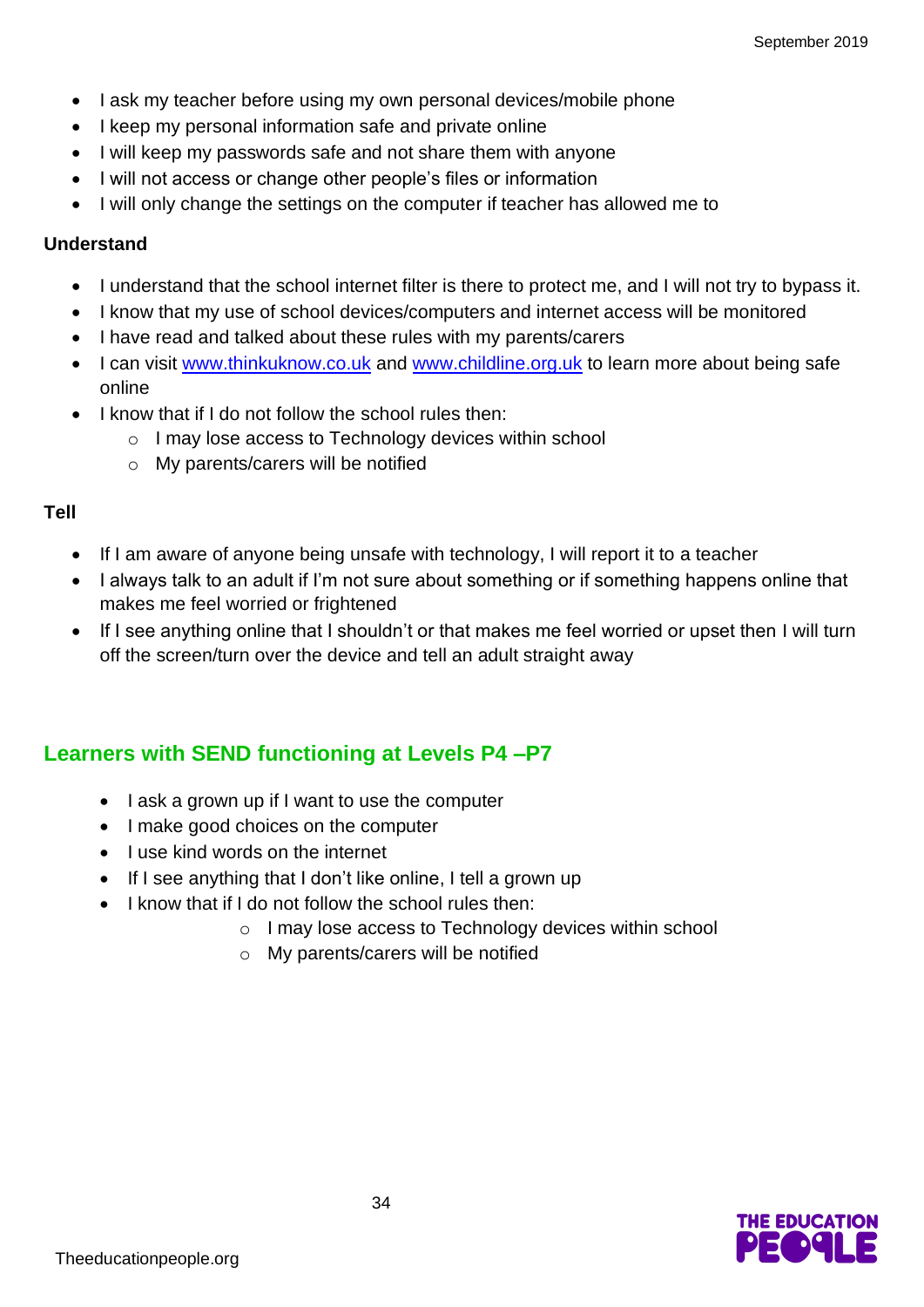- I ask my teacher before using my own personal devices/mobile phone
- I keep my personal information safe and private online
- I will keep my passwords safe and not share them with anyone
- I will not access or change other people's files or information
- I will only change the settings on the computer if teacher has allowed me to

**Understand**

- I understand that the school internet filter is there to protect me, and I will not try to bypass it.
- I know that my use of school devices/computers and internet access will be monitored
- I have read and talked about these rules with my parents/carers
- I can visit [www.thinkuknow.co.uk](www.thinkuknow.co.uk) and [www.childline.org.uk](www.childline.org.uk) to learn more about being safe online
- I know that if I do not follow the school rules then:
  - I may lose access to Technology devices within school
  - My parents/carers will be notified

**Tell**

- If I am aware of anyone being unsafe with technology, I will report it to a teacher
- I always talk to an adult if I'm not sure about something or if something happens online that makes me feel worried or frightened
- If I see anything online that I shouldn't or that makes me feel worried or upset then I will turn off the screen/turn over the device and tell an adult straight away

## Learners with SEND functioning at Levels P4 –P7

- I ask a grown up if I want to use the computer
- I make good choices on the computer
- I use kind words on the internet
- If I see anything that I don't like online, I tell a grown up
- I know that if I do not follow the school rules then:
  - I may lose access to Technology devices within school
  - My parents/carers will be notified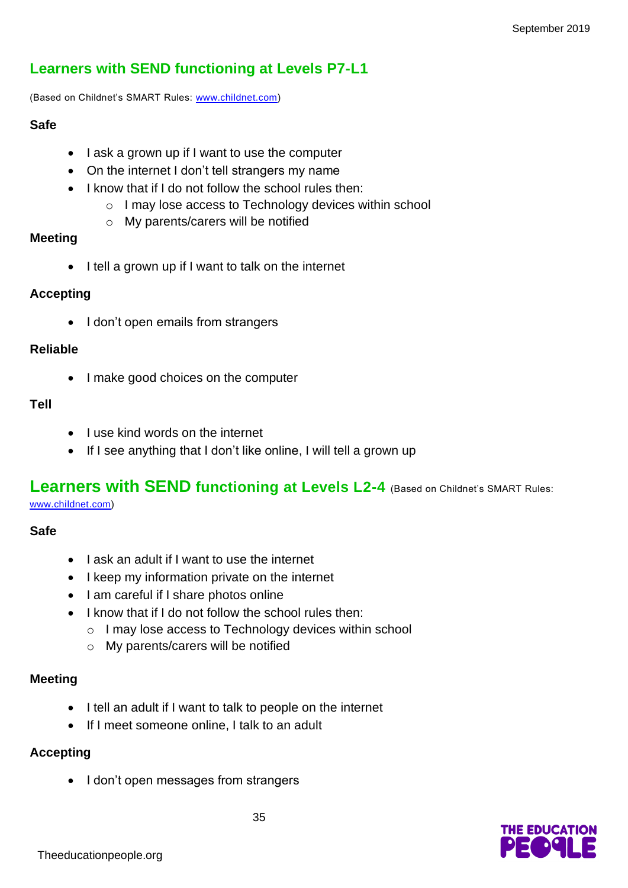## Learners with SEND functioning at Levels P7-L1

(Based on Childnet's SMART Rules: www.childnet.com)

**Safe**

- I ask a grown up if I want to use the computer
- On the internet I don't tell strangers my name
- I know that if I do not follow the school rules then:
  - I may lose access to Technology devices within school
  - My parents/carers will be notified

**Meeting**

- I tell a grown up if I want to talk on the internet

**Accepting**

- I don't open emails from strangers

**Reliable**

- I make good choices on the computer

**Tell**

- I use kind words on the internet
- If I see anything that I don't like online, I will tell a grown up

## Learners with SEND functioning at Levels L2-4 (Based on Childnet's SMART Rules: www.childnet.com)

**Safe**

- I ask an adult if I want to use the internet
- I keep my information private on the internet
- I am careful if I share photos online
- I know that if I do not follow the school rules then:
  - I may lose access to Technology devices within school
  - My parents/carers will be notified

**Meeting**

- I tell an adult if I want to talk to people on the internet
- If I meet someone online, I talk to an adult

**Accepting**

- I don't open messages from strangers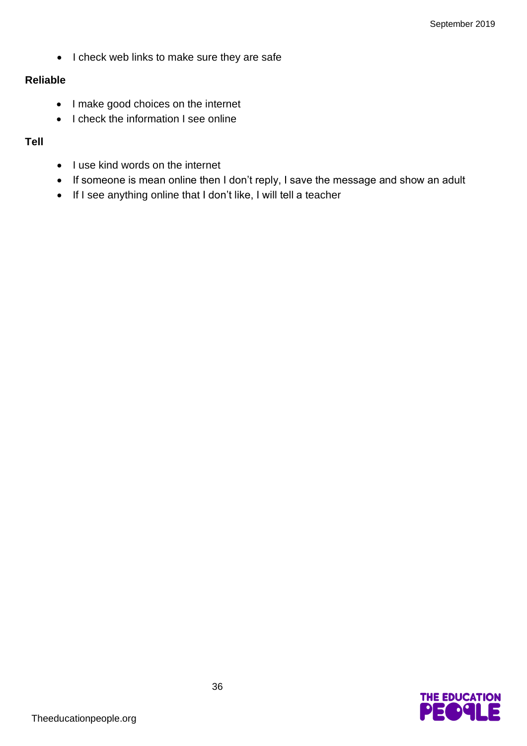- I check web links to make sure they are safe

**Reliable**

- I make good choices on the internet
- I check the information I see online

**Tell**

- I use kind words on the internet
- If someone is mean online then I don't reply, I save the message and show an adult
- If I see anything online that I don't like, I will tell a teacher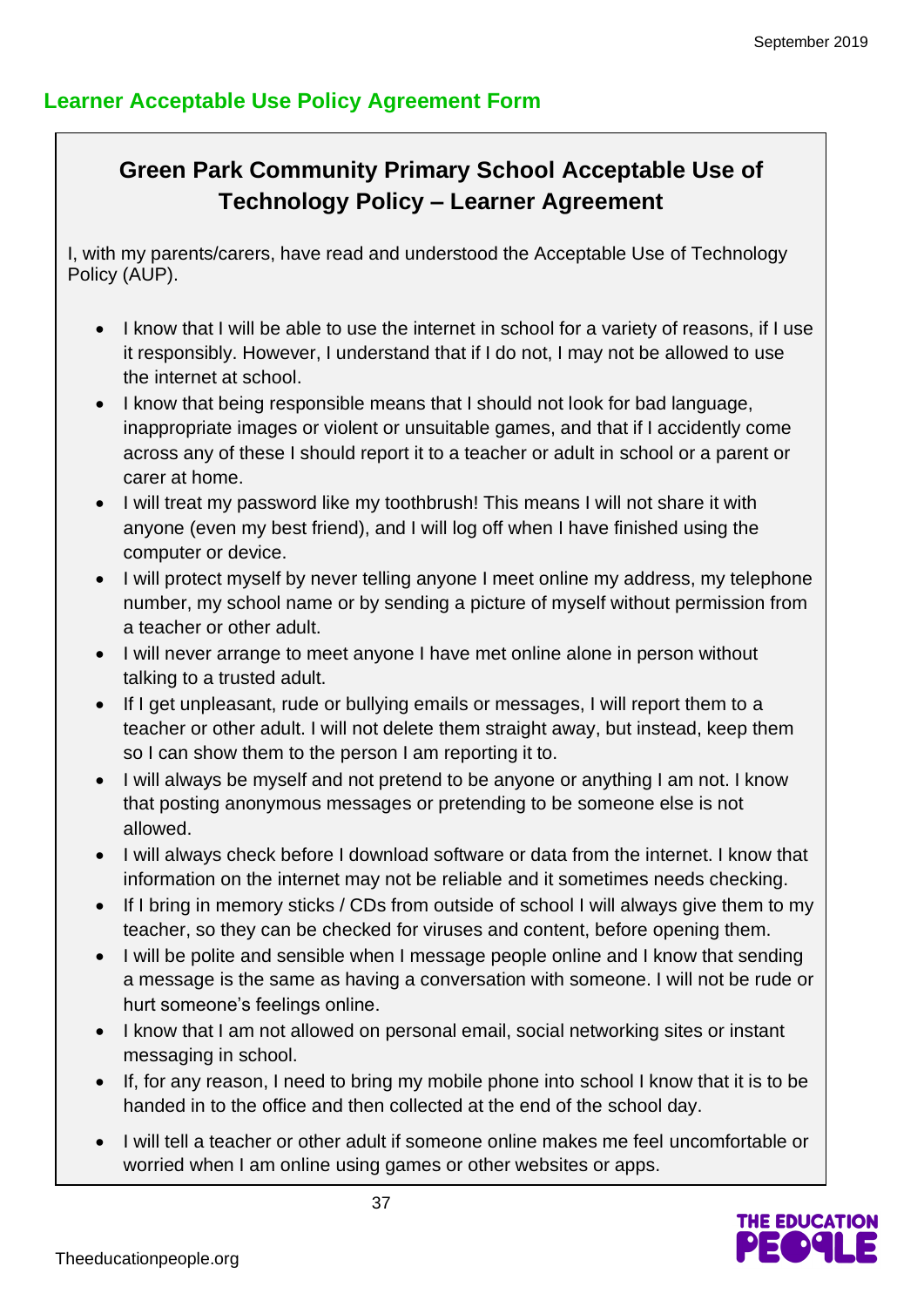## Learner Acceptable Use Policy Agreement Form

### Green Park Community Primary School Acceptable Use of Technology Policy – Learner Agreement

I, with my parents/carers, have read and understood the Acceptable Use of Technology Policy (AUP).

- I know that I will be able to use the internet in school for a variety of reasons, if I use it responsibly. However, I understand that if I do not, I may not be allowed to use the internet at school.
- I know that being responsible means that I should not look for bad language, inappropriate images or violent or unsuitable games, and that if I accidently come across any of these I should report it to a teacher or adult in school or a parent or carer at home.
- I will treat my password like my toothbrush! This means I will not share it with anyone (even my best friend), and I will log off when I have finished using the computer or device.
- I will protect myself by never telling anyone I meet online my address, my telephone number, my school name or by sending a picture of myself without permission from a teacher or other adult.
- I will never arrange to meet anyone I have met online alone in person without talking to a trusted adult.
- If I get unpleasant, rude or bullying emails or messages, I will report them to a teacher or other adult. I will not delete them straight away, but instead, keep them so I can show them to the person I am reporting it to.
- I will always be myself and not pretend to be anyone or anything I am not. I know that posting anonymous messages or pretending to be someone else is not allowed.
- I will always check before I download software or data from the internet. I know that information on the internet may not be reliable and it sometimes needs checking.
- If I bring in memory sticks / CDs from outside of school I will always give them to my teacher, so they can be checked for viruses and content, before opening them.
- I will be polite and sensible when I message people online and I know that sending a message is the same as having a conversation with someone. I will not be rude or hurt someone's feelings online.
- I know that I am not allowed on personal email, social networking sites or instant messaging in school.
- If, for any reason, I need to bring my mobile phone into school I know that it is to be handed in to the office and then collected at the end of the school day.
- I will tell a teacher or other adult if someone online makes me feel uncomfortable or worried when I am online using games or other websites or apps.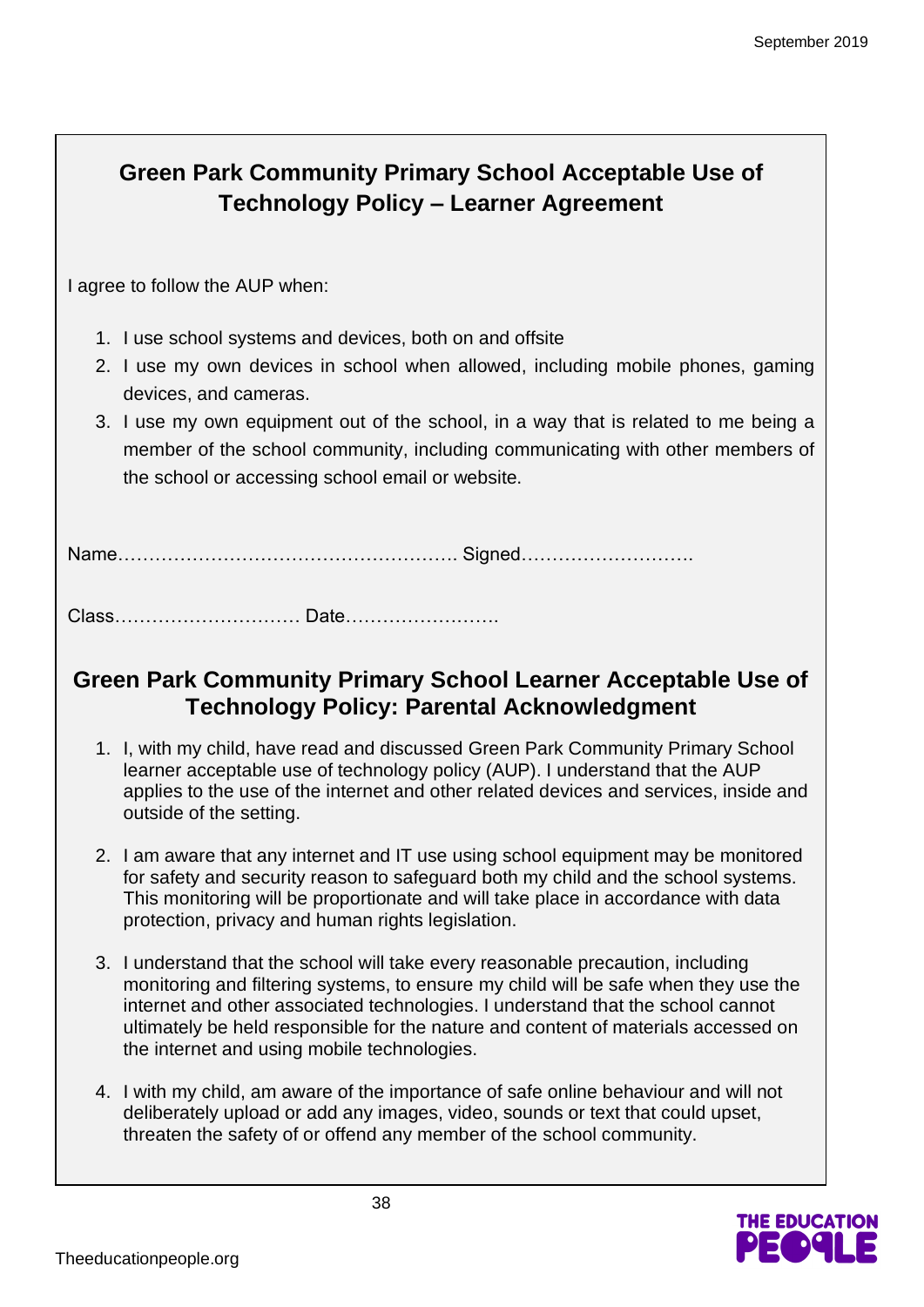## Green Park Community Primary School Acceptable Use of Technology Policy – Learner Agreement

I agree to follow the AUP when:

1. I use school systems and devices, both on and offsite
2. I use my own devices in school when allowed, including mobile phones, gaming devices, and cameras.
3. I use my own equipment out of the school, in a way that is related to me being a member of the school community, including communicating with other members of the school or accessing school email or website.

Name………………………………………………. Signed……………………….

Class………………………… Date…………………….

## Green Park Community Primary School Learner Acceptable Use of Technology Policy: Parental Acknowledgment

1. I, with my child, have read and discussed Green Park Community Primary School learner acceptable use of technology policy (AUP). I understand that the AUP applies to the use of the internet and other related devices and services, inside and outside of the setting.

2. I am aware that any internet and IT use using school equipment may be monitored for safety and security reason to safeguard both my child and the school systems. This monitoring will be proportionate and will take place in accordance with data protection, privacy and human rights legislation.

3. I understand that the school will take every reasonable precaution, including monitoring and filtering systems, to ensure my child will be safe when they use the internet and other associated technologies. I understand that the school cannot ultimately be held responsible for the nature and content of materials accessed on the internet and using mobile technologies.

4. I with my child, am aware of the importance of safe online behaviour and will not deliberately upload or add any images, video, sounds or text that could upset, threaten the safety of or offend any member of the school community.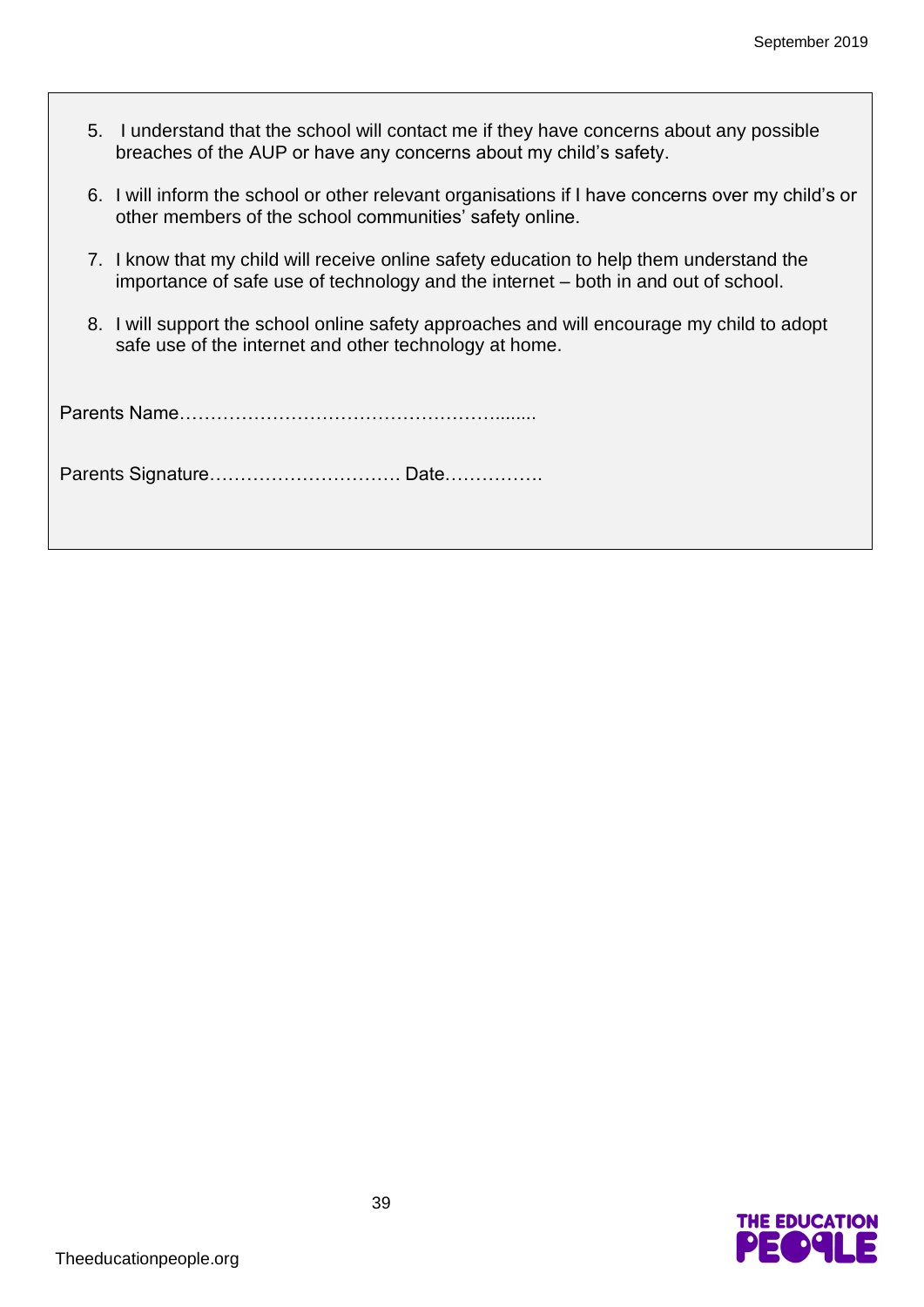5. I understand that the school will contact me if they have concerns about any possible breaches of the AUP or have any concerns about my child's safety.
6. I will inform the school or other relevant organisations if I have concerns over my child's or other members of the school communities' safety online.
7. I know that my child will receive online safety education to help them understand the importance of safe use of technology and the internet – both in and out of school.
8. I will support the school online safety approaches and will encourage my child to adopt safe use of the internet and other technology at home.

Parents Name……………………………………………........

Parents Signature…………………………. Date…………….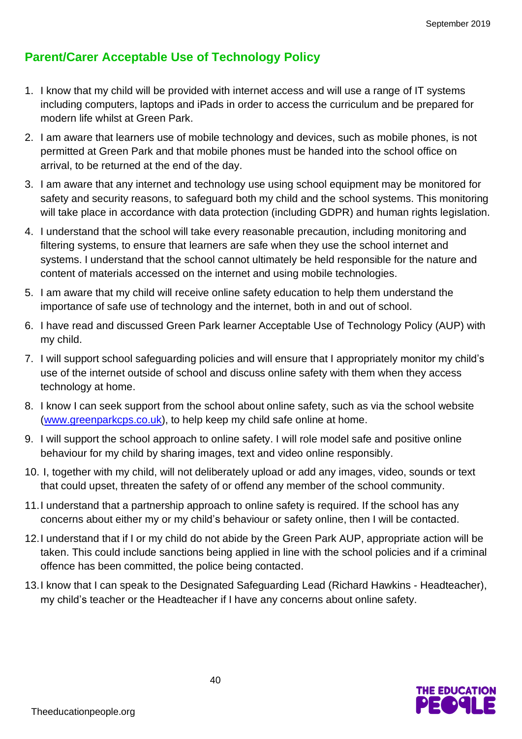## Parent/Carer Acceptable Use of Technology Policy

1. I know that my child will be provided with internet access and will use a range of IT systems including computers, laptops and iPads in order to access the curriculum and be prepared for modern life whilst at Green Park.
2. I am aware that learners use of mobile technology and devices, such as mobile phones, is not permitted at Green Park and that mobile phones must be handed into the school office on arrival, to be returned at the end of the day.
3. I am aware that any internet and technology use using school equipment may be monitored for safety and security reasons, to safeguard both my child and the school systems. This monitoring will take place in accordance with data protection (including GDPR) and human rights legislation.
4. I understand that the school will take every reasonable precaution, including monitoring and filtering systems, to ensure that learners are safe when they use the school internet and systems. I understand that the school cannot ultimately be held responsible for the nature and content of materials accessed on the internet and using mobile technologies.
5. I am aware that my child will receive online safety education to help them understand the importance of safe use of technology and the internet, both in and out of school.
6. I have read and discussed Green Park learner Acceptable Use of Technology Policy (AUP) with my child.
7. I will support school safeguarding policies and will ensure that I appropriately monitor my child's use of the internet outside of school and discuss online safety with them when they access technology at home.
8. I know I can seek support from the school about online safety, such as via the school website (www.greenparkcps.co.uk), to help keep my child safe online at home.
9. I will support the school approach to online safety. I will role model safe and positive online behaviour for my child by sharing images, text and video online responsibly.
10. I, together with my child, will not deliberately upload or add any images, video, sounds or text that could upset, threaten the safety of or offend any member of the school community.
11. I understand that a partnership approach to online safety is required. If the school has any concerns about either my or my child's behaviour or safety online, then I will be contacted.
12. I understand that if I or my child do not abide by the Green Park AUP, appropriate action will be taken. This could include sanctions being applied in line with the school policies and if a criminal offence has been committed, the police being contacted.
13. I know that I can speak to the Designated Safeguarding Lead (Richard Hawkins - Headteacher), my child's teacher or the Headteacher if I have any concerns about online safety.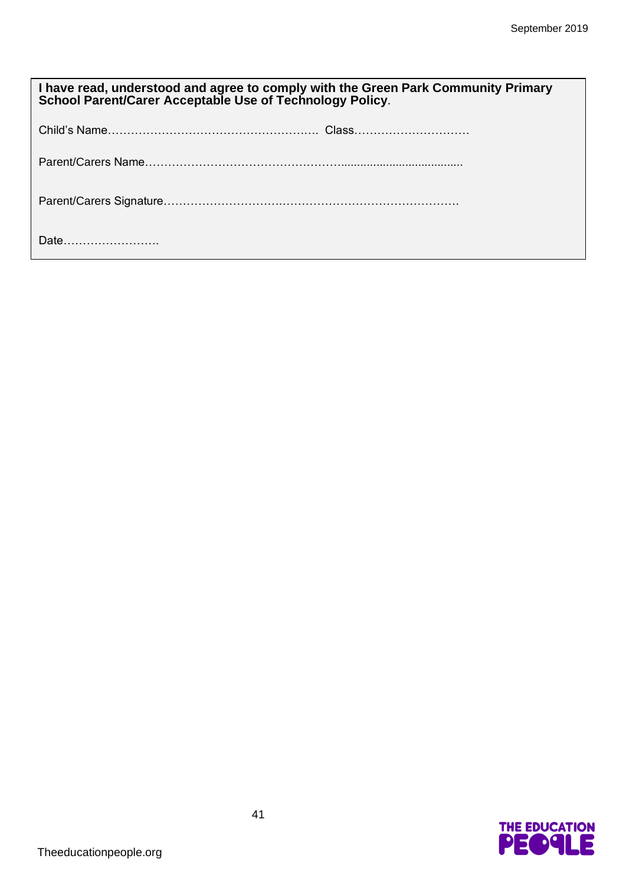**I have read, understood and agree to comply with the Green Park Community Primary School Parent/Carer Acceptable Use of Technology Policy**.

Child's Name………………………………………………. Class…………………………

Parent/Carers Name…………………………………………......................................

Parent/Carers Signature…………………………………………………………………

Date…………………….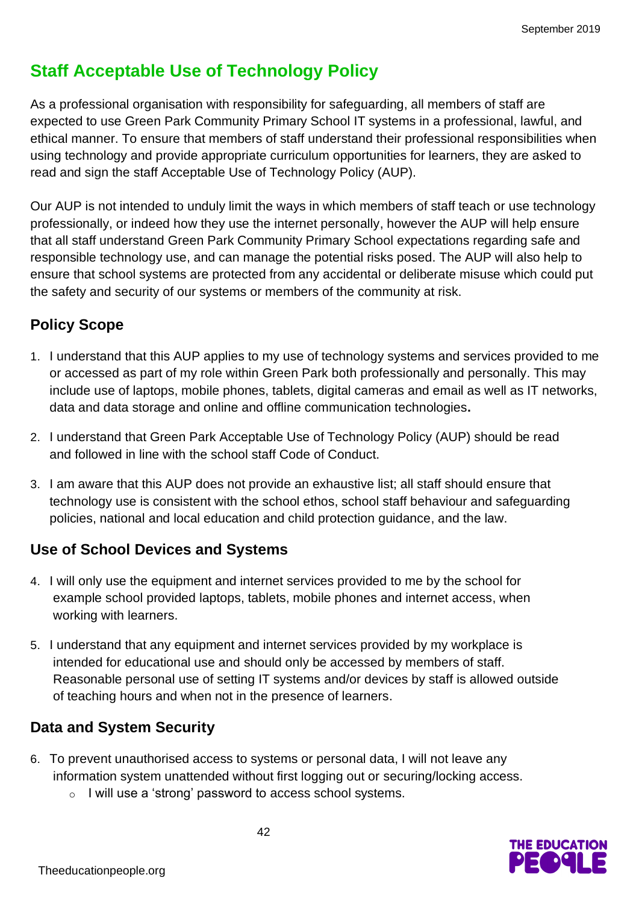## Staff Acceptable Use of Technology Policy

As a professional organisation with responsibility for safeguarding, all members of staff are expected to use Green Park Community Primary School IT systems in a professional, lawful, and ethical manner. To ensure that members of staff understand their professional responsibilities when using technology and provide appropriate curriculum opportunities for learners, they are asked to read and sign the staff Acceptable Use of Technology Policy (AUP).

Our AUP is not intended to unduly limit the ways in which members of staff teach or use technology professionally, or indeed how they use the internet personally, however the AUP will help ensure that all staff understand Green Park Community Primary School expectations regarding safe and responsible technology use, and can manage the potential risks posed. The AUP will also help to ensure that school systems are protected from any accidental or deliberate misuse which could put the safety and security of our systems or members of the community at risk.

### Policy Scope

1. I understand that this AUP applies to my use of technology systems and services provided to me or accessed as part of my role within Green Park both professionally and personally. This may include use of laptops, mobile phones, tablets, digital cameras and email as well as IT networks, data and data storage and online and offline communication technologies**.**
2. I understand that Green Park Acceptable Use of Technology Policy (AUP) should be read and followed in line with the school staff Code of Conduct.
3. I am aware that this AUP does not provide an exhaustive list; all staff should ensure that technology use is consistent with the school ethos, school staff behaviour and safeguarding policies, national and local education and child protection guidance, and the law.

### Use of School Devices and Systems

4. I will only use the equipment and internet services provided to me by the school for example school provided laptops, tablets, mobile phones and internet access, when working with learners.
5. I understand that any equipment and internet services provided by my workplace is intended for educational use and should only be accessed by members of staff. Reasonable personal use of setting IT systems and/or devices by staff is allowed outside of teaching hours and when not in the presence of learners.

### Data and System Security

6. To prevent unauthorised access to systems or personal data, I will not leave any information system unattended without first logging out or securing/locking access.
   - I will use a 'strong' password to access school systems.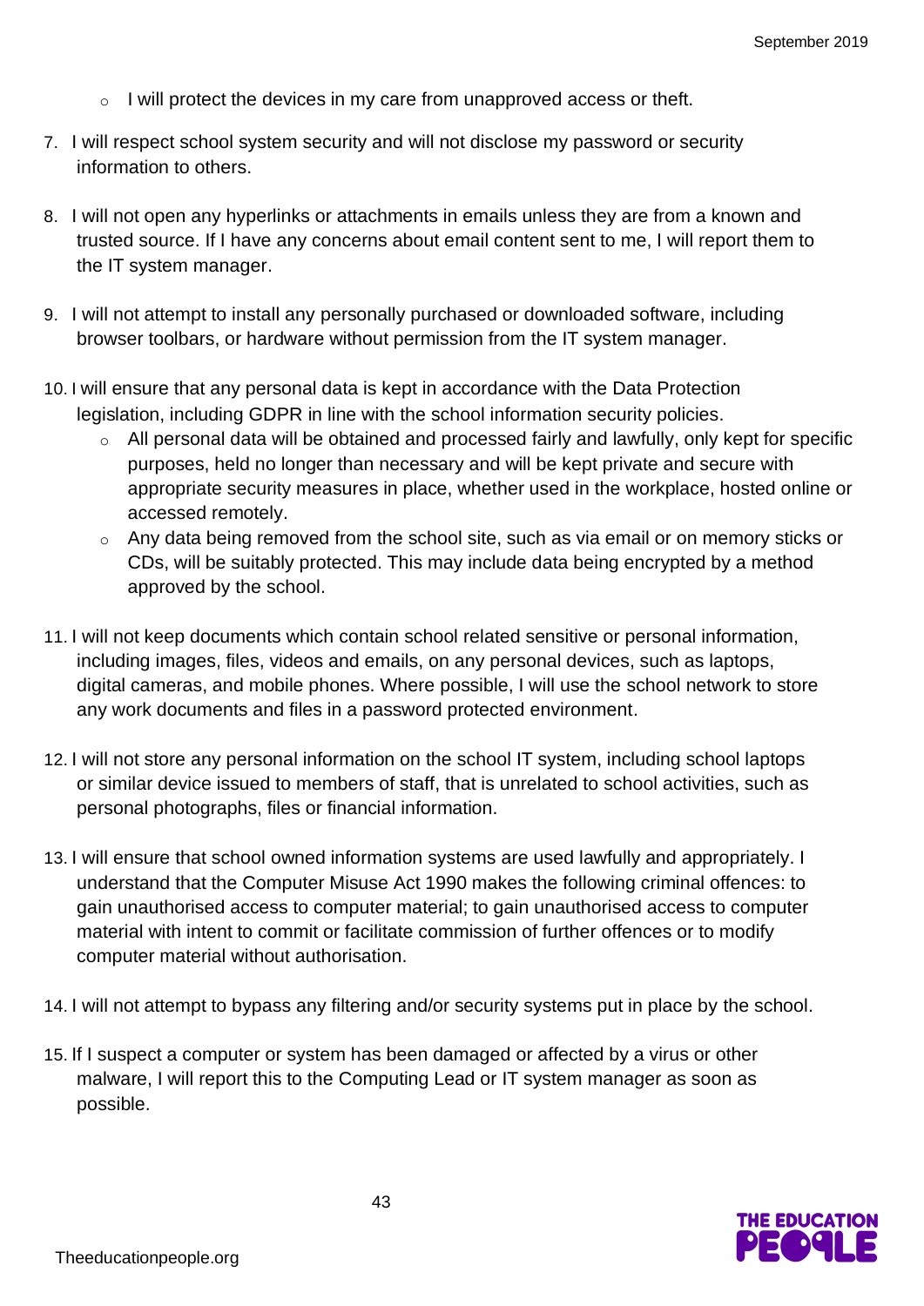- I will protect the devices in my care from unapproved access or theft.

7. I will respect school system security and will not disclose my password or security information to others.

8. I will not open any hyperlinks or attachments in emails unless they are from a known and trusted source. If I have any concerns about email content sent to me, I will report them to the IT system manager.

9. I will not attempt to install any personally purchased or downloaded software, including browser toolbars, or hardware without permission from the IT system manager.

10. I will ensure that any personal data is kept in accordance with the Data Protection legislation, including GDPR in line with the school information security policies.
    - All personal data will be obtained and processed fairly and lawfully, only kept for specific purposes, held no longer than necessary and will be kept private and secure with appropriate security measures in place, whether used in the workplace, hosted online or accessed remotely.
    - Any data being removed from the school site, such as via email or on memory sticks or CDs, will be suitably protected. This may include data being encrypted by a method approved by the school.

11. I will not keep documents which contain school related sensitive or personal information, including images, files, videos and emails, on any personal devices, such as laptops, digital cameras, and mobile phones. Where possible, I will use the school network to store any work documents and files in a password protected environment.

12. I will not store any personal information on the school IT system, including school laptops or similar device issued to members of staff, that is unrelated to school activities, such as personal photographs, files or financial information.

13. I will ensure that school owned information systems are used lawfully and appropriately. I understand that the Computer Misuse Act 1990 makes the following criminal offences: to gain unauthorised access to computer material; to gain unauthorised access to computer material with intent to commit or facilitate commission of further offences or to modify computer material without authorisation.

14. I will not attempt to bypass any filtering and/or security systems put in place by the school.

15. If I suspect a computer or system has been damaged or affected by a virus or other malware, I will report this to the Computing Lead or IT system manager as soon as possible.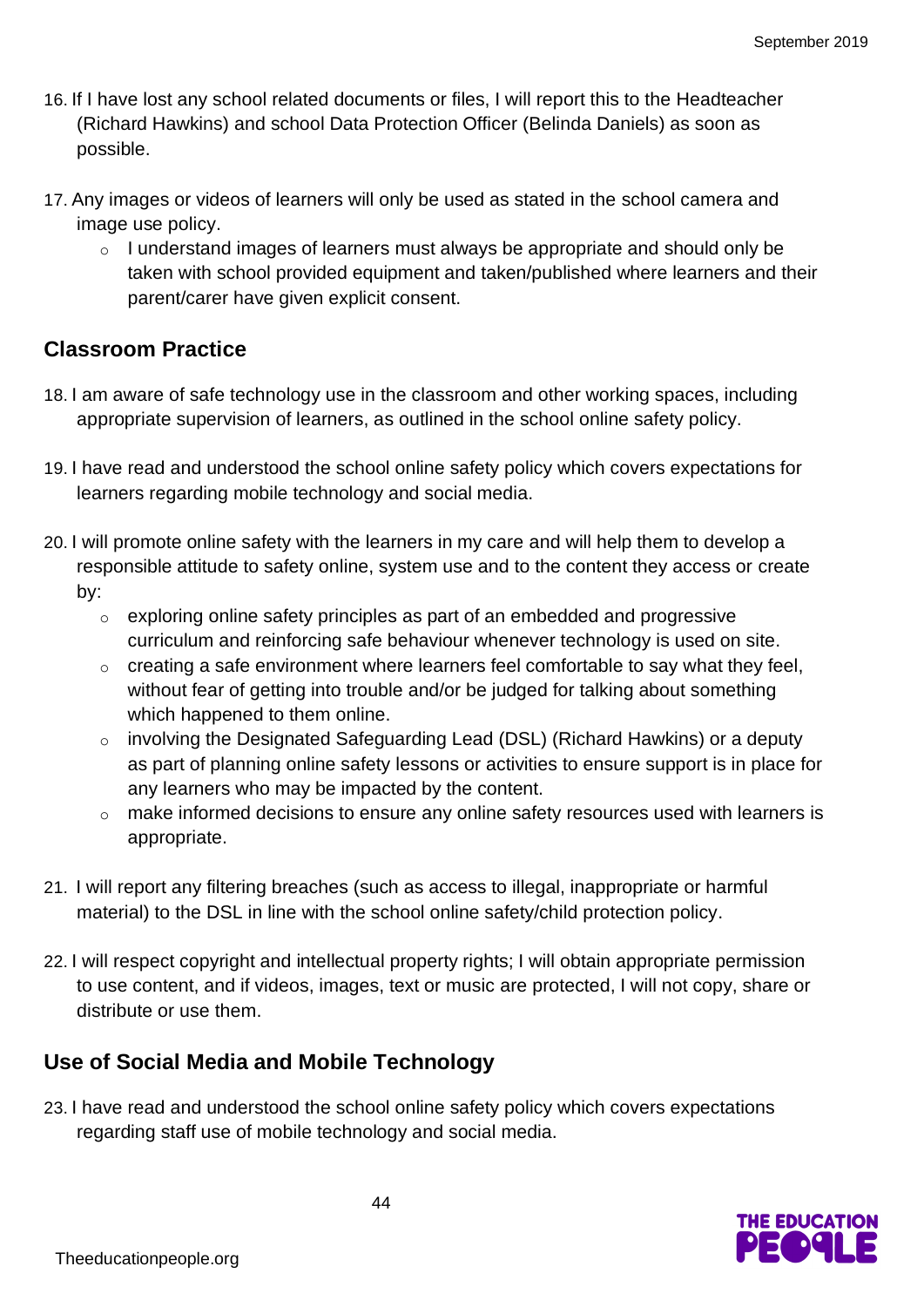16. If I have lost any school related documents or files, I will report this to the Headteacher (Richard Hawkins) and school Data Protection Officer (Belinda Daniels) as soon as possible.

17. Any images or videos of learners will only be used as stated in the school camera and image use policy.
    - I understand images of learners must always be appropriate and should only be taken with school provided equipment and taken/published where learners and their parent/carer have given explicit consent.

## Classroom Practice

18. I am aware of safe technology use in the classroom and other working spaces, including appropriate supervision of learners, as outlined in the school online safety policy.

19. I have read and understood the school online safety policy which covers expectations for learners regarding mobile technology and social media.

20. I will promote online safety with the learners in my care and will help them to develop a responsible attitude to safety online, system use and to the content they access or create by:
    - exploring online safety principles as part of an embedded and progressive curriculum and reinforcing safe behaviour whenever technology is used on site.
    - creating a safe environment where learners feel comfortable to say what they feel, without fear of getting into trouble and/or be judged for talking about something which happened to them online.
    - involving the Designated Safeguarding Lead (DSL) (Richard Hawkins) or a deputy as part of planning online safety lessons or activities to ensure support is in place for any learners who may be impacted by the content.
    - make informed decisions to ensure any online safety resources used with learners is appropriate.

21. I will report any filtering breaches (such as access to illegal, inappropriate or harmful material) to the DSL in line with the school online safety/child protection policy.

22. I will respect copyright and intellectual property rights; I will obtain appropriate permission to use content, and if videos, images, text or music are protected, I will not copy, share or distribute or use them.

## Use of Social Media and Mobile Technology

23. I have read and understood the school online safety policy which covers expectations regarding staff use of mobile technology and social media.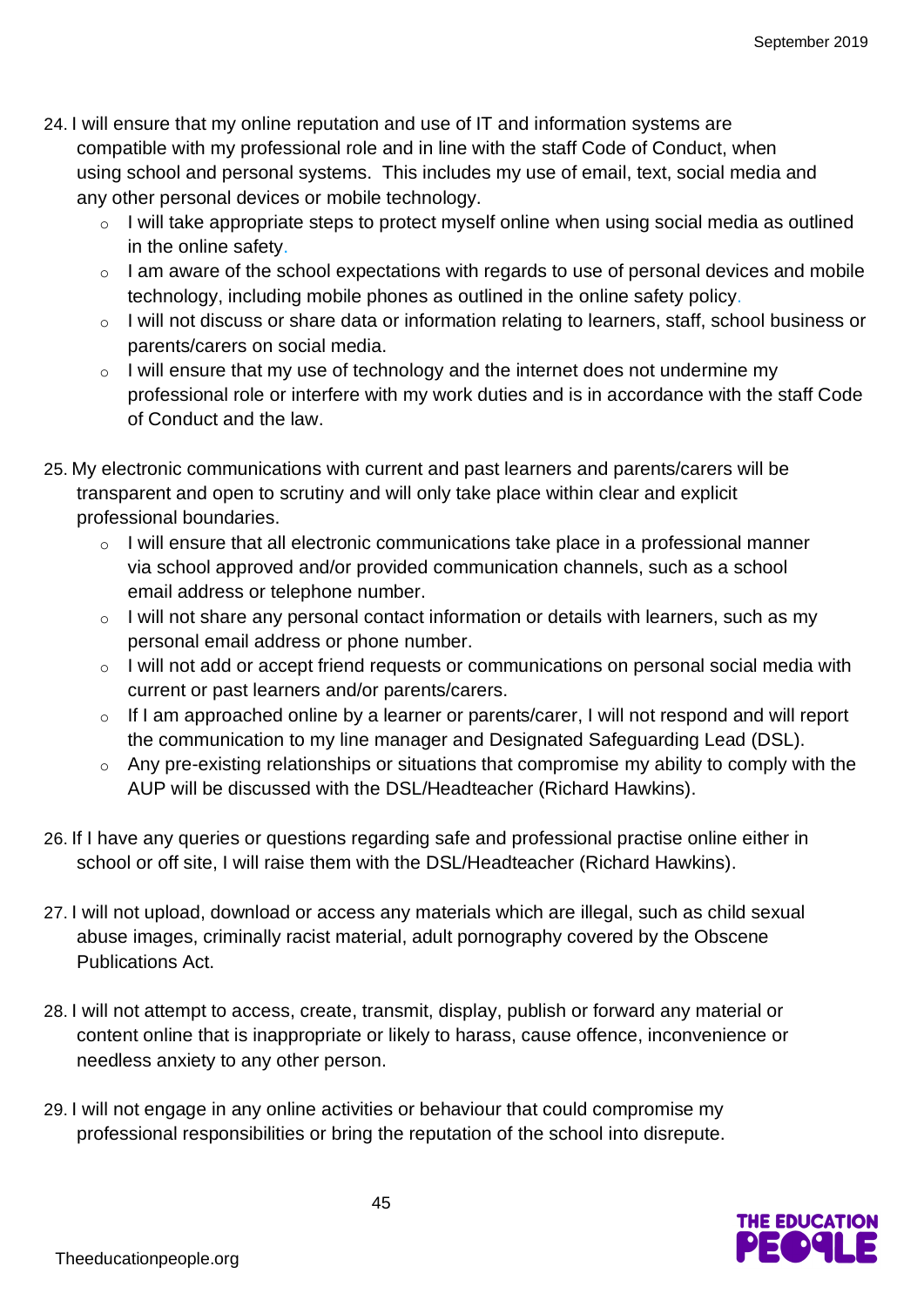24. I will ensure that my online reputation and use of IT and information systems are compatible with my professional role and in line with the staff Code of Conduct, when using school and personal systems. This includes my use of email, text, social media and any other personal devices or mobile technology.
    - I will take appropriate steps to protect myself online when using social media as outlined in the online safety.
    - I am aware of the school expectations with regards to use of personal devices and mobile technology, including mobile phones as outlined in the online safety policy.
    - I will not discuss or share data or information relating to learners, staff, school business or parents/carers on social media.
    - I will ensure that my use of technology and the internet does not undermine my professional role or interfere with my work duties and is in accordance with the staff Code of Conduct and the law.

25. My electronic communications with current and past learners and parents/carers will be transparent and open to scrutiny and will only take place within clear and explicit professional boundaries.
    - I will ensure that all electronic communications take place in a professional manner via school approved and/or provided communication channels, such as a school email address or telephone number.
    - I will not share any personal contact information or details with learners, such as my personal email address or phone number.
    - I will not add or accept friend requests or communications on personal social media with current or past learners and/or parents/carers.
    - If I am approached online by a learner or parents/carer, I will not respond and will report the communication to my line manager and Designated Safeguarding Lead (DSL).
    - Any pre-existing relationships or situations that compromise my ability to comply with the AUP will be discussed with the DSL/Headteacher (Richard Hawkins).

26. If I have any queries or questions regarding safe and professional practise online either in school or off site, I will raise them with the DSL/Headteacher (Richard Hawkins).

27. I will not upload, download or access any materials which are illegal, such as child sexual abuse images, criminally racist material, adult pornography covered by the Obscene Publications Act.

28. I will not attempt to access, create, transmit, display, publish or forward any material or content online that is inappropriate or likely to harass, cause offence, inconvenience or needless anxiety to any other person.

29. I will not engage in any online activities or behaviour that could compromise my professional responsibilities or bring the reputation of the school into disrepute.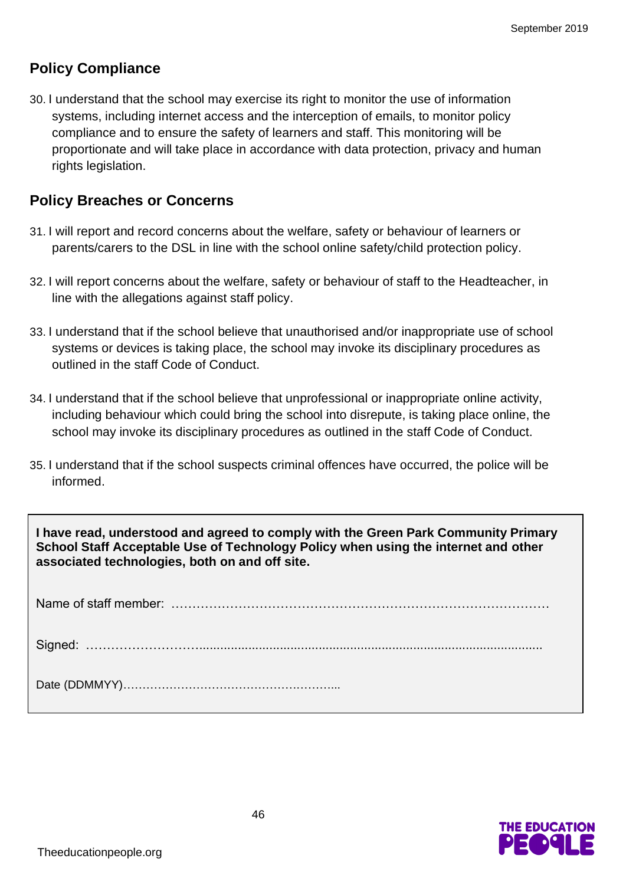## Policy Compliance

30. I understand that the school may exercise its right to monitor the use of information systems, including internet access and the interception of emails, to monitor policy compliance and to ensure the safety of learners and staff. This monitoring will be proportionate and will take place in accordance with data protection, privacy and human rights legislation.

## Policy Breaches or Concerns

31. I will report and record concerns about the welfare, safety or behaviour of learners or parents/carers to the DSL in line with the school online safety/child protection policy.

32. I will report concerns about the welfare, safety or behaviour of staff to the Headteacher, in line with the allegations against staff policy.

33. I understand that if the school believe that unauthorised and/or inappropriate use of school systems or devices is taking place, the school may invoke its disciplinary procedures as outlined in the staff Code of Conduct.

34. I understand that if the school believe that unprofessional or inappropriate online activity, including behaviour which could bring the school into disrepute, is taking place online, the school may invoke its disciplinary procedures as outlined in the staff Code of Conduct.

35. I understand that if the school suspects criminal offences have occurred, the police will be informed.

**I have read, understood and agreed to comply with the Green Park Community Primary School Staff Acceptable Use of Technology Policy when using the internet and other associated technologies, both on and off site.**

Name of staff member: …………………………………………………………………………….

Signed: ……………………….................................................................................................

Date (DDMMYY)………………………………………..………...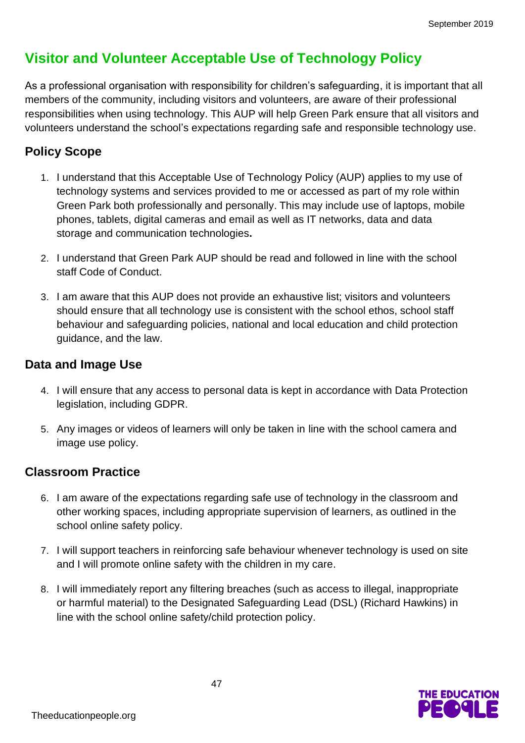# Visitor and Volunteer Acceptable Use of Technology Policy

As a professional organisation with responsibility for children's safeguarding, it is important that all members of the community, including visitors and volunteers, are aware of their professional responsibilities when using technology. This AUP will help Green Park ensure that all visitors and volunteers understand the school's expectations regarding safe and responsible technology use.

## Policy Scope

1. I understand that this Acceptable Use of Technology Policy (AUP) applies to my use of technology systems and services provided to me or accessed as part of my role within Green Park both professionally and personally. This may include use of laptops, mobile phones, tablets, digital cameras and email as well as IT networks, data and data storage and communication technologies**.**

2. I understand that Green Park AUP should be read and followed in line with the school staff Code of Conduct.

3. I am aware that this AUP does not provide an exhaustive list; visitors and volunteers should ensure that all technology use is consistent with the school ethos, school staff behaviour and safeguarding policies, national and local education and child protection guidance, and the law.

## Data and Image Use

4. I will ensure that any access to personal data is kept in accordance with Data Protection legislation, including GDPR.

5. Any images or videos of learners will only be taken in line with the school camera and image use policy.

## Classroom Practice

6. I am aware of the expectations regarding safe use of technology in the classroom and other working spaces, including appropriate supervision of learners, as outlined in the school online safety policy.

7. I will support teachers in reinforcing safe behaviour whenever technology is used on site and I will promote online safety with the children in my care.

8. I will immediately report any filtering breaches (such as access to illegal, inappropriate or harmful material) to the Designated Safeguarding Lead (DSL) (Richard Hawkins) in line with the school online safety/child protection policy.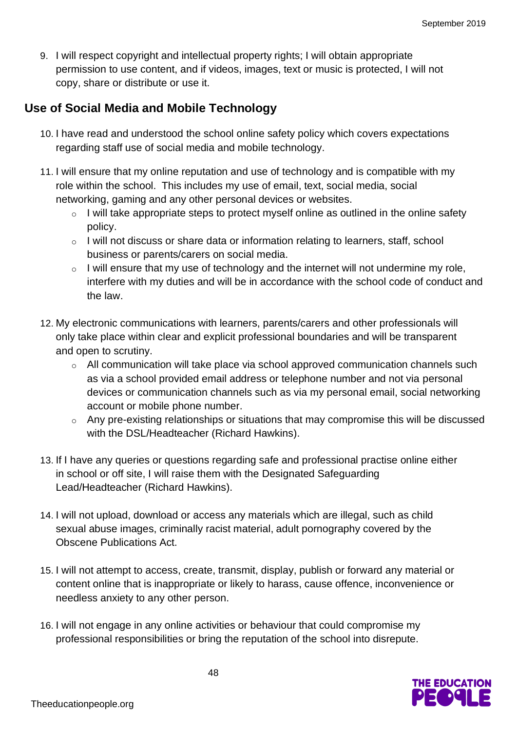9. I will respect copyright and intellectual property rights; I will obtain appropriate permission to use content, and if videos, images, text or music is protected, I will not copy, share or distribute or use it.

## Use of Social Media and Mobile Technology

10. I have read and understood the school online safety policy which covers expectations regarding staff use of social media and mobile technology.

11. I will ensure that my online reputation and use of technology and is compatible with my role within the school. This includes my use of email, text, social media, social networking, gaming and any other personal devices or websites.
    - I will take appropriate steps to protect myself online as outlined in the online safety policy.
    - I will not discuss or share data or information relating to learners, staff, school business or parents/carers on social media.
    - I will ensure that my use of technology and the internet will not undermine my role, interfere with my duties and will be in accordance with the school code of conduct and the law.

12. My electronic communications with learners, parents/carers and other professionals will only take place within clear and explicit professional boundaries and will be transparent and open to scrutiny.
    - All communication will take place via school approved communication channels such as via a school provided email address or telephone number and not via personal devices or communication channels such as via my personal email, social networking account or mobile phone number.
    - Any pre-existing relationships or situations that may compromise this will be discussed with the DSL/Headteacher (Richard Hawkins).

13. If I have any queries or questions regarding safe and professional practise online either in school or off site, I will raise them with the Designated Safeguarding Lead/Headteacher (Richard Hawkins).

14. I will not upload, download or access any materials which are illegal, such as child sexual abuse images, criminally racist material, adult pornography covered by the Obscene Publications Act.

15. I will not attempt to access, create, transmit, display, publish or forward any material or content online that is inappropriate or likely to harass, cause offence, inconvenience or needless anxiety to any other person.

16. I will not engage in any online activities or behaviour that could compromise my professional responsibilities or bring the reputation of the school into disrepute.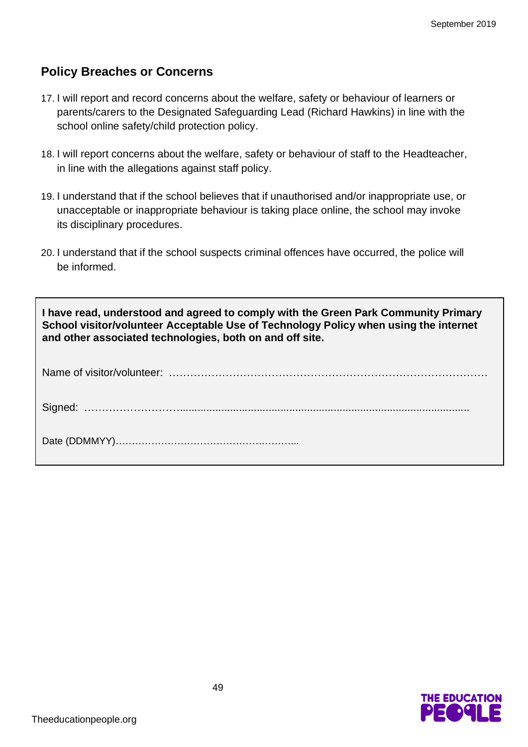## Policy Breaches or Concerns

17. I will report and record concerns about the welfare, safety or behaviour of learners or parents/carers to the Designated Safeguarding Lead (Richard Hawkins) in line with the school online safety/child protection policy.

18. I will report concerns about the welfare, safety or behaviour of staff to the Headteacher, in line with the allegations against staff policy.

19. I understand that if the school believes that if unauthorised and/or inappropriate use, or unacceptable or inappropriate behaviour is taking place online, the school may invoke its disciplinary procedures.

20. I understand that if the school suspects criminal offences have occurred, the police will be informed.

**I have read, understood and agreed to comply with the Green Park Community Primary School visitor/volunteer Acceptable Use of Technology Policy when using the internet and other associated technologies, both on and off site.**

Name of visitor/volunteer: ……………………………………………………………………………

Signed: ……………………….................................................................................................

Date (DDMMYY)…………………………………………………..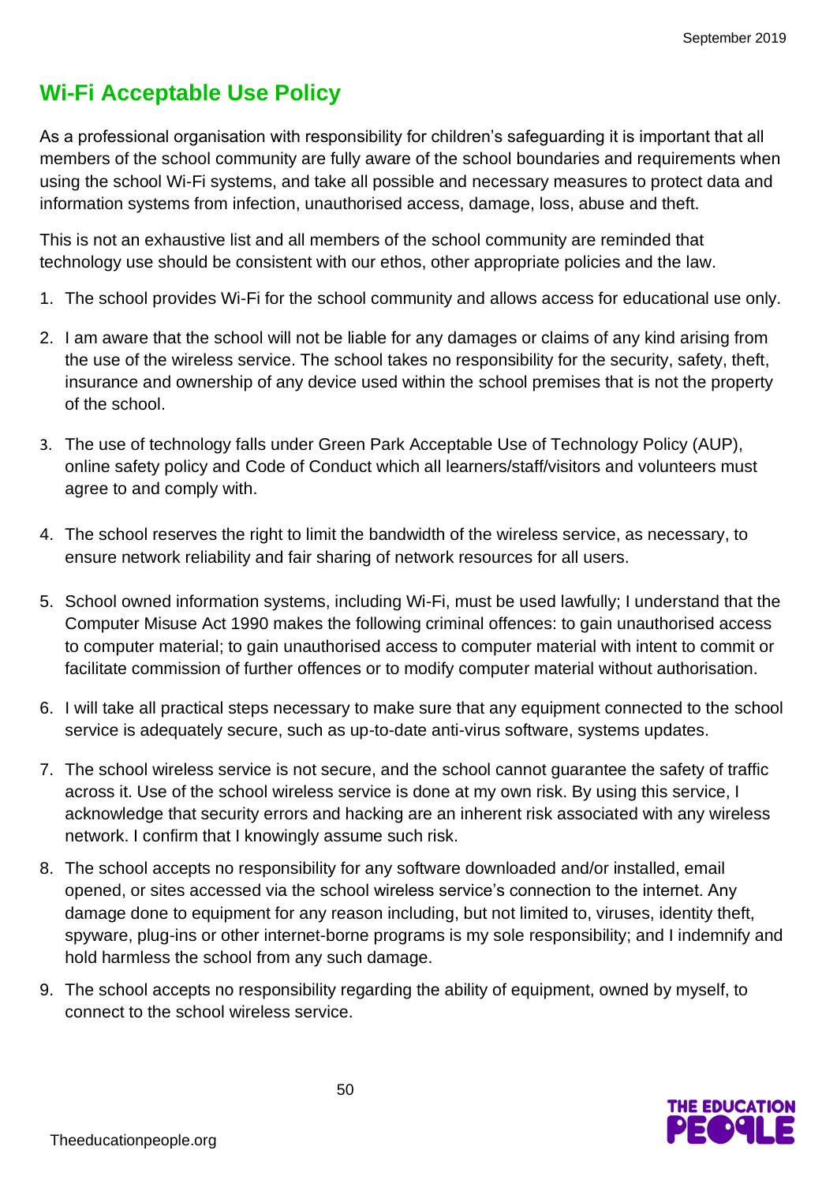## Wi-Fi Acceptable Use Policy

As a professional organisation with responsibility for children's safeguarding it is important that all members of the school community are fully aware of the school boundaries and requirements when using the school Wi-Fi systems, and take all possible and necessary measures to protect data and information systems from infection, unauthorised access, damage, loss, abuse and theft.

This is not an exhaustive list and all members of the school community are reminded that technology use should be consistent with our ethos, other appropriate policies and the law.

1. The school provides Wi-Fi for the school community and allows access for educational use only.
2. I am aware that the school will not be liable for any damages or claims of any kind arising from the use of the wireless service. The school takes no responsibility for the security, safety, theft, insurance and ownership of any device used within the school premises that is not the property of the school.
3. The use of technology falls under Green Park Acceptable Use of Technology Policy (AUP), online safety policy and Code of Conduct which all learners/staff/visitors and volunteers must agree to and comply with.
4. The school reserves the right to limit the bandwidth of the wireless service, as necessary, to ensure network reliability and fair sharing of network resources for all users.
5. School owned information systems, including Wi-Fi, must be used lawfully; I understand that the Computer Misuse Act 1990 makes the following criminal offences: to gain unauthorised access to computer material; to gain unauthorised access to computer material with intent to commit or facilitate commission of further offences or to modify computer material without authorisation.
6. I will take all practical steps necessary to make sure that any equipment connected to the school service is adequately secure, such as up-to-date anti-virus software, systems updates.
7. The school wireless service is not secure, and the school cannot guarantee the safety of traffic across it. Use of the school wireless service is done at my own risk. By using this service, I acknowledge that security errors and hacking are an inherent risk associated with any wireless network. I confirm that I knowingly assume such risk.
8. The school accepts no responsibility for any software downloaded and/or installed, email opened, or sites accessed via the school wireless service's connection to the internet. Any damage done to equipment for any reason including, but not limited to, viruses, identity theft, spyware, plug-ins or other internet-borne programs is my sole responsibility; and I indemnify and hold harmless the school from any such damage.
9. The school accepts no responsibility regarding the ability of equipment, owned by myself, to connect to the school wireless service.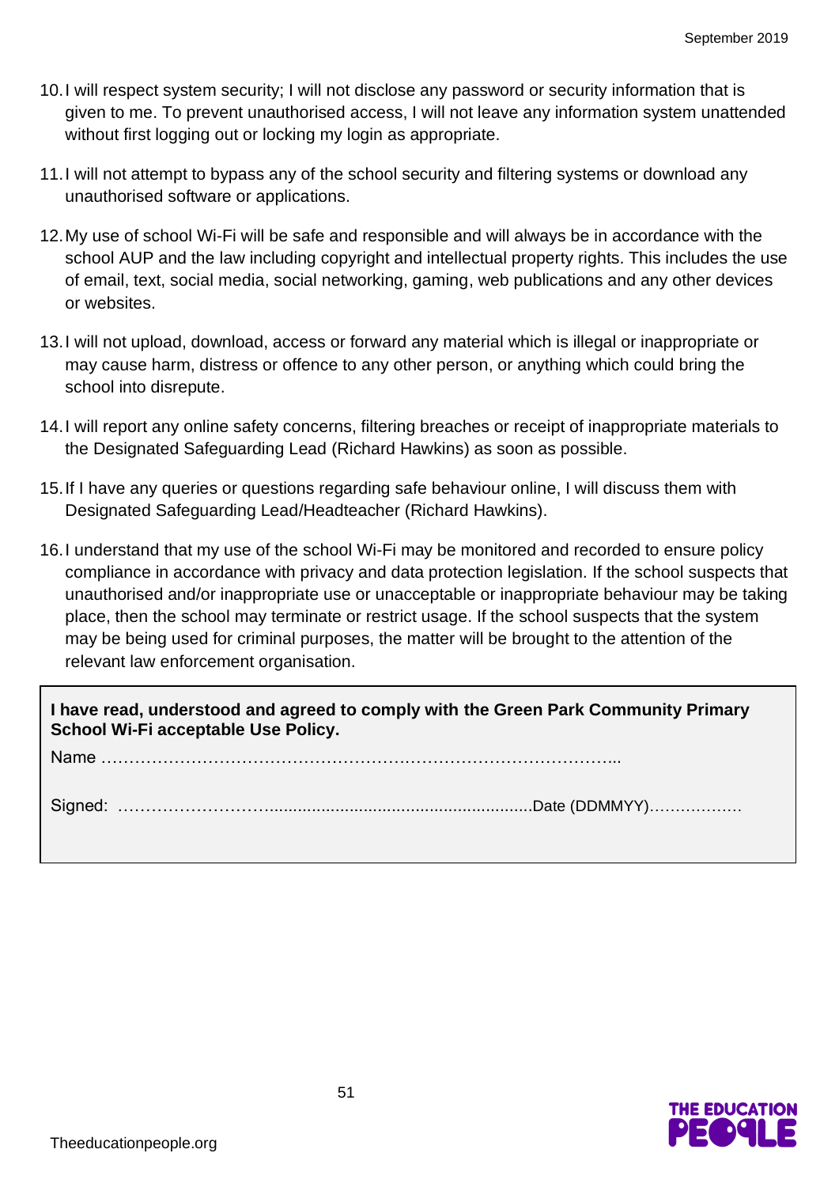10. I will respect system security; I will not disclose any password or security information that is given to me. To prevent unauthorised access, I will not leave any information system unattended without first logging out or locking my login as appropriate.

11. I will not attempt to bypass any of the school security and filtering systems or download any unauthorised software or applications.

12. My use of school Wi-Fi will be safe and responsible and will always be in accordance with the school AUP and the law including copyright and intellectual property rights. This includes the use of email, text, social media, social networking, gaming, web publications and any other devices or websites.

13. I will not upload, download, access or forward any material which is illegal or inappropriate or may cause harm, distress or offence to any other person, or anything which could bring the school into disrepute.

14. I will report any online safety concerns, filtering breaches or receipt of inappropriate materials to the Designated Safeguarding Lead (Richard Hawkins) as soon as possible.

15. If I have any queries or questions regarding safe behaviour online, I will discuss them with Designated Safeguarding Lead/Headteacher (Richard Hawkins).

16. I understand that my use of the school Wi-Fi may be monitored and recorded to ensure policy compliance in accordance with privacy and data protection legislation. If the school suspects that unauthorised and/or inappropriate use or unacceptable or inappropriate behaviour may be taking place, then the school may terminate or restrict usage. If the school suspects that the system may be being used for criminal purposes, the matter will be brought to the attention of the relevant law enforcement organisation.

**I have read, understood and agreed to comply with the Green Park Community Primary School Wi-Fi acceptable Use Policy.**

Name …………………………………………………………………………………...

Signed: ……………………….........................................................Date (DDMMYY)…………….…